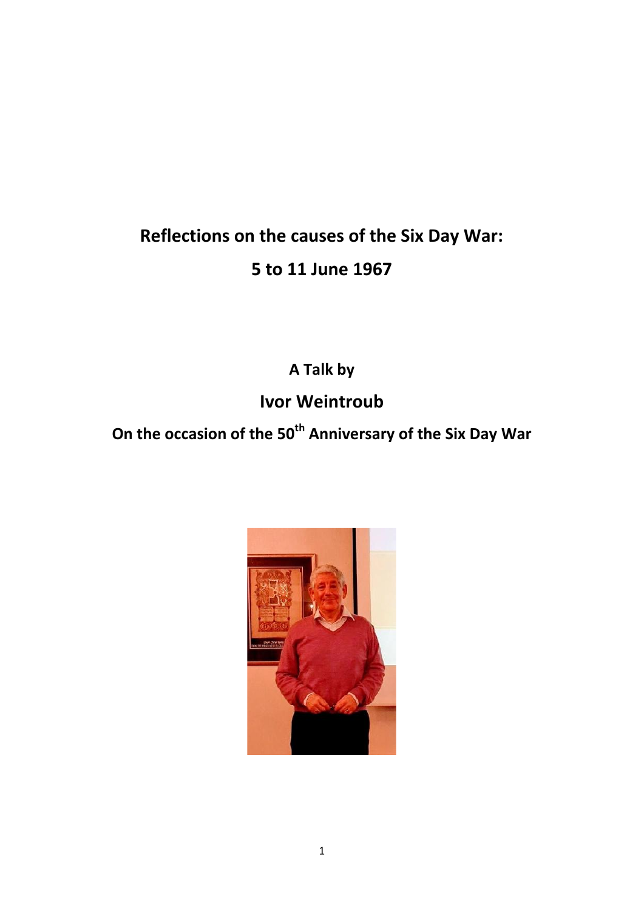# Reflections on the causes of the Six Day War:

# 5 to 11 June 1967

**A Talk by**

## Ivor Weintroub

**On the occasion of the 50th Anniversary of the Six Day War**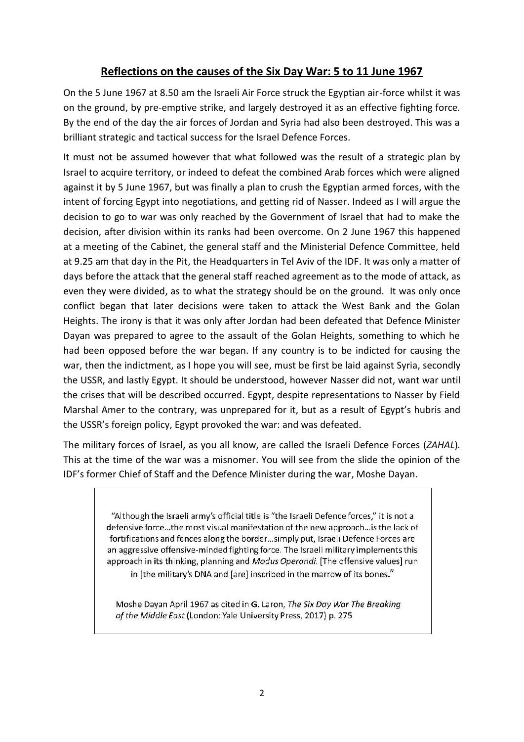## Reflections on the causes of the Six Day War: 5 to 11 June 1967

On the 5 June 1967 at 8.50 am the Israeli Air Force struck the Egyptian air-force whilst it was on the ground, by pre-emptive strike, and largely destroyed it as an effective fighting force. By the end of the day the air forces of Jordan and Syria had also been destroyed. This was a brilliant strategic and tactical success for the Israel Defence Forces.

It must not be assumed however that what followed was the result of a strategic plan by Israel to acquire territory, or indeed to defeat the combined Arab forces which were aligned against it by 5 June 1967, but was finally a plan to crush the Egyptian armed forces, with the intent of forcing Egypt into negotiations, and getting rid of Nasser. Indeed as I will argue the decision to go to war was only reached by the Government of Israel that had to make the decision, after division within its ranks had been overcome. On 2 June 1967 this happened at a meeting of the Cabinet, the general staff and the Ministerial Defence Committee, held at 9.25 am that day in the Pit, the Headquarters in Tel Aviv of the IDF. It was only a matter of days before the attack that the general staff reached agreement as to the mode of attack, as even they were divided, as to what the strategy should be on the ground. It was only once conflict began that later decisions were taken to attack the West Bank and the Golan Heights. The irony is that it was only after Jordan had been defeated that Defence Minister Dayan was prepared to agree to the assault of the Golan Heights, something to which he had been opposed before the war began. If any country is to be indicted for causing the war, then the indictment, as I hope you will see, must be first be laid against Syria, secondly the USSR, and lastly Egypt. It should be understood, however Nasser did not, want war until the crises that will be described occurred. Egypt, despite representations to Nasser by Field Marshal Amer to the contrary, was unprepared for it, but as a result of Egypt's hubris and the USSR's foreign policy, Egypt provoked the war: and was defeated.

The military forces of Israel, as you all know, are called the Israeli Defence Forces (*ZAHAL*). This at the time of the war was a misnomer. You will see from the slide the opinion of the IDF's former Chief of Staff and the Defence Minister during the war, Moshe Dayan.

> "Although the Israeli army's official title is "the Israeli Defence forces," it is not a defensive force…the most visual manifestation of the new approach…is the lack of fortifications and fences along the border…simply put, Israeli Defence Forces are an aggressive offensive-minded fighting force. The Israeli military implements this approach in its thinking, planning and *Modus Operandi*. [The offensive values] run in [the military's DNA and [are] inscribed in the marrow of its bones."
>
> Moshe Dayan April 1967 as cited in G. Laron, *The Six Day War The Breaking of the Middle East* (London: Yale University Press, 2017) p. 275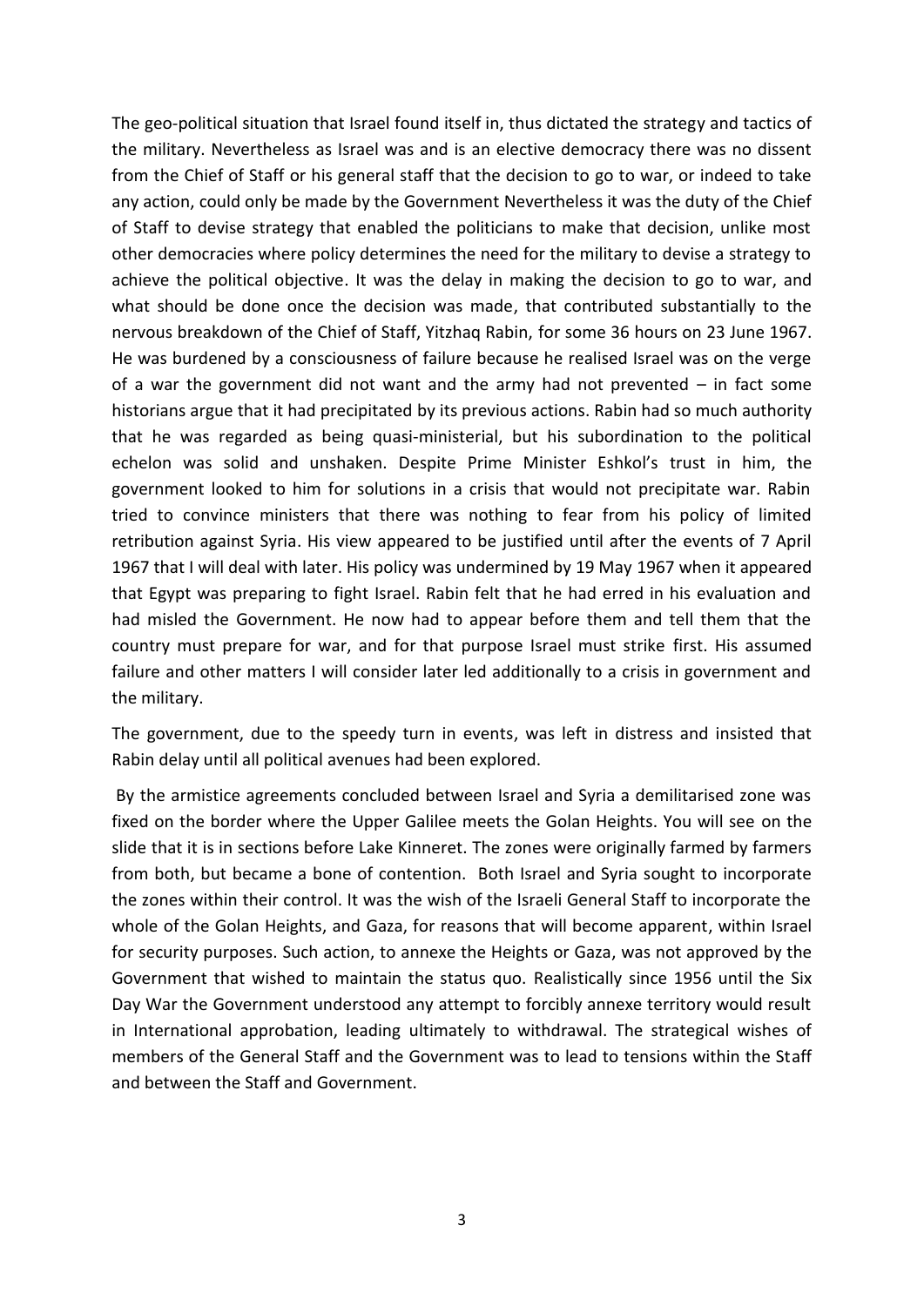The geo-political situation that Israel found itself in, thus dictated the strategy and tactics of the military. Nevertheless as Israel was and is an elective democracy there was no dissent from the Chief of Staff or his general staff that the decision to go to war, or indeed to take any action, could only be made by the Government Nevertheless it was the duty of the Chief of Staff to devise strategy that enabled the politicians to make that decision, unlike most other democracies where policy determines the need for the military to devise a strategy to achieve the political objective. It was the delay in making the decision to go to war, and what should be done once the decision was made, that contributed substantially to the nervous breakdown of the Chief of Staff, Yitzhaq Rabin, for some 36 hours on 23 June 1967. He was burdened by a consciousness of failure because he realised Israel was on the verge of a war the government did not want and the army had not prevented – in fact some historians argue that it had precipitated by its previous actions. Rabin had so much authority that he was regarded as being quasi-ministerial, but his subordination to the political echelon was solid and unshaken. Despite Prime Minister Eshkol's trust in him, the government looked to him for solutions in a crisis that would not precipitate war. Rabin tried to convince ministers that there was nothing to fear from his policy of limited retribution against Syria. His view appeared to be justified until after the events of 7 April 1967 that I will deal with later. His policy was undermined by 19 May 1967 when it appeared that Egypt was preparing to fight Israel. Rabin felt that he had erred in his evaluation and had misled the Government. He now had to appear before them and tell them that the country must prepare for war, and for that purpose Israel must strike first. His assumed failure and other matters I will consider later led additionally to a crisis in government and the military.

The government, due to the speedy turn in events, was left in distress and insisted that Rabin delay until all political avenues had been explored.

By the armistice agreements concluded between Israel and Syria a demilitarised zone was fixed on the border where the Upper Galilee meets the Golan Heights. You will see on the slide that it is in sections before Lake Kinneret. The zones were originally farmed by farmers from both, but became a bone of contention. Both Israel and Syria sought to incorporate the zones within their control. It was the wish of the Israeli General Staff to incorporate the whole of the Golan Heights, and Gaza, for reasons that will become apparent, within Israel for security purposes. Such action, to annexe the Heights or Gaza, was not approved by the Government that wished to maintain the status quo. Realistically since 1956 until the Six Day War the Government understood any attempt to forcibly annexe territory would result in International approbation, leading ultimately to withdrawal. The strategical wishes of members of the General Staff and the Government was to lead to tensions within the Staff and between the Staff and Government.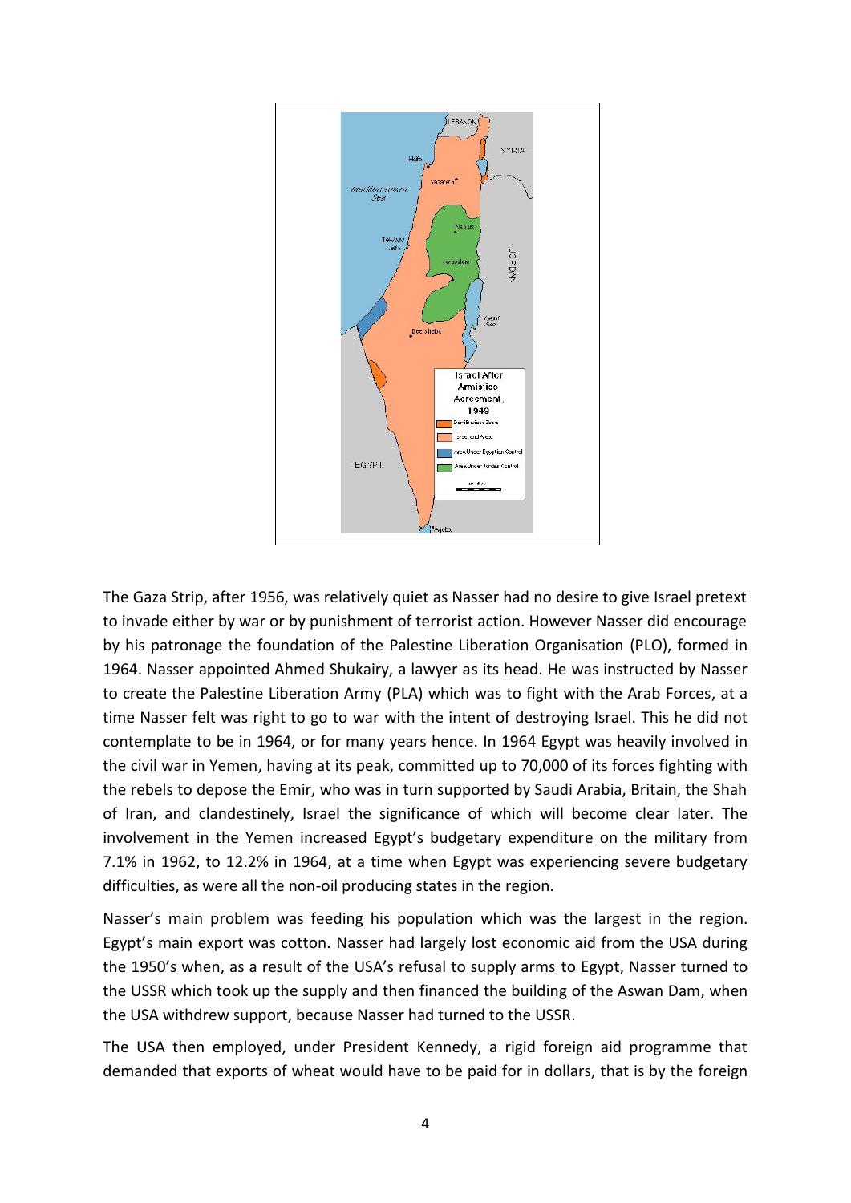The Gaza Strip, after 1956, was relatively quiet as Nasser had no desire to give Israel pretext to invade either by war or by punishment of terrorist action. However Nasser did encourage by his patronage the foundation of the Palestine Liberation Organisation (PLO), formed in 1964. Nasser appointed Ahmed Shukairy, a lawyer as its head. He was instructed by Nasser to create the Palestine Liberation Army (PLA) which was to fight with the Arab Forces, at a time Nasser felt was right to go to war with the intent of destroying Israel. This he did not contemplate to be in 1964, or for many years hence. In 1964 Egypt was heavily involved in the civil war in Yemen, having at its peak, committed up to 70,000 of its forces fighting with the rebels to depose the Emir, who was in turn supported by Saudi Arabia, Britain, the Shah of Iran, and clandestinely, Israel the significance of which will become clear later. The involvement in the Yemen increased Egypt's budgetary expenditure on the military from 7.1% in 1962, to 12.2% in 1964, at a time when Egypt was experiencing severe budgetary difficulties, as were all the non-oil producing states in the region.

Nasser's main problem was feeding his population which was the largest in the region. Egypt's main export was cotton. Nasser had largely lost economic aid from the USA during the 1950's when, as a result of the USA's refusal to supply arms to Egypt, Nasser turned to the USSR which took up the supply and then financed the building of the Aswan Dam, when the USA withdrew support, because Nasser had turned to the USSR.

The USA then employed, under President Kennedy, a rigid foreign aid programme that demanded that exports of wheat would have to be paid for in dollars, that is by the foreign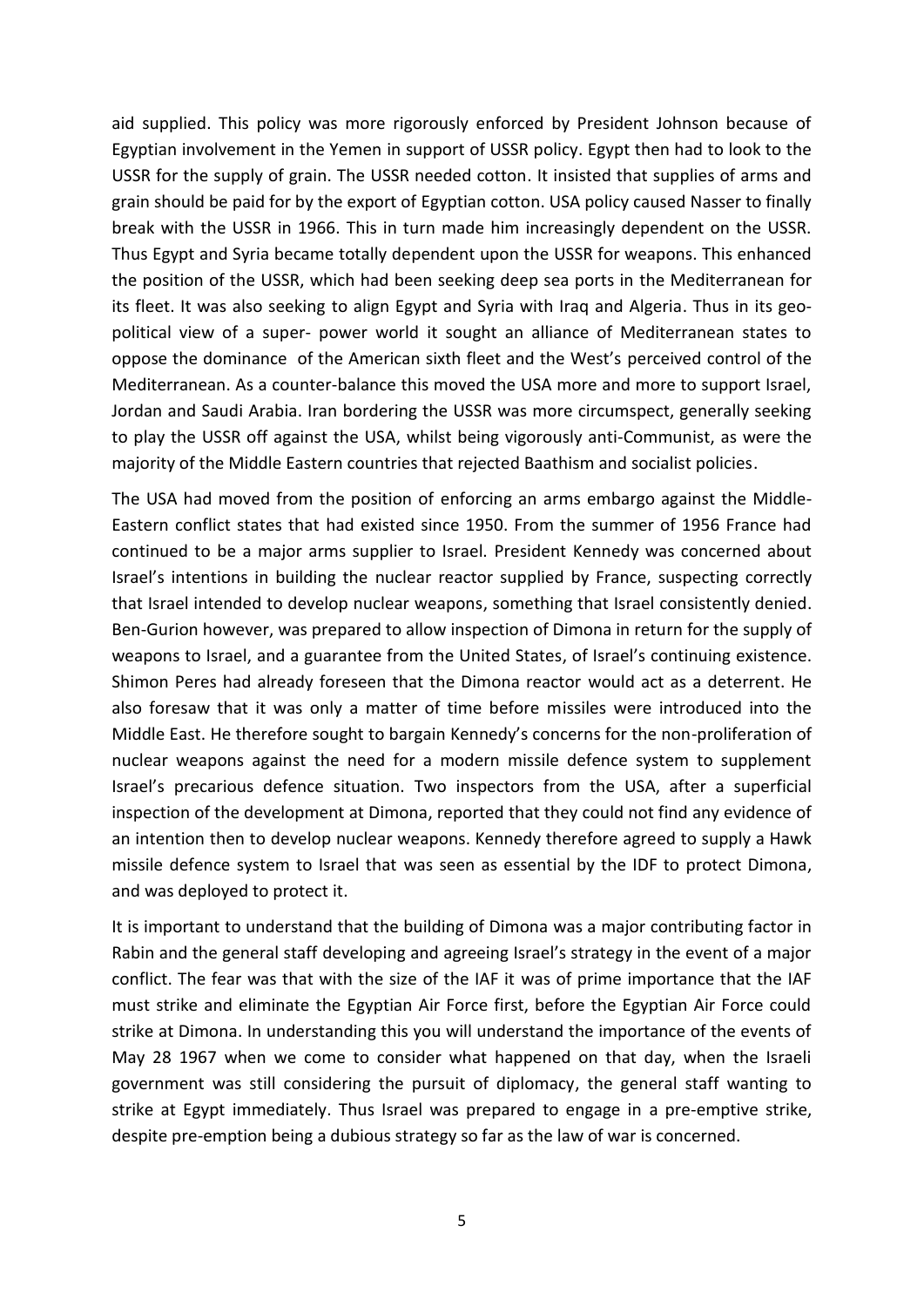aid supplied. This policy was more rigorously enforced by President Johnson because of Egyptian involvement in the Yemen in support of USSR policy. Egypt then had to look to the USSR for the supply of grain. The USSR needed cotton. It insisted that supplies of arms and grain should be paid for by the export of Egyptian cotton. USA policy caused Nasser to finally break with the USSR in 1966. This in turn made him increasingly dependent on the USSR. Thus Egypt and Syria became totally dependent upon the USSR for weapons. This enhanced the position of the USSR, which had been seeking deep sea ports in the Mediterranean for its fleet. It was also seeking to align Egypt and Syria with Iraq and Algeria. Thus in its geo-political view of a super- power world it sought an alliance of Mediterranean states to oppose the dominance of the American sixth fleet and the West's perceived control of the Mediterranean. As a counter-balance this moved the USA more and more to support Israel, Jordan and Saudi Arabia. Iran bordering the USSR was more circumspect, generally seeking to play the USSR off against the USA, whilst being vigorously anti-Communist, as were the majority of the Middle Eastern countries that rejected Baathism and socialist policies.

The USA had moved from the position of enforcing an arms embargo against the Middle-Eastern conflict states that had existed since 1950. From the summer of 1956 France had continued to be a major arms supplier to Israel. President Kennedy was concerned about Israel's intentions in building the nuclear reactor supplied by France, suspecting correctly that Israel intended to develop nuclear weapons, something that Israel consistently denied. Ben-Gurion however, was prepared to allow inspection of Dimona in return for the supply of weapons to Israel, and a guarantee from the United States, of Israel's continuing existence. Shimon Peres had already foreseen that the Dimona reactor would act as a deterrent. He also foresaw that it was only a matter of time before missiles were introduced into the Middle East. He therefore sought to bargain Kennedy's concerns for the non-proliferation of nuclear weapons against the need for a modern missile defence system to supplement Israel's precarious defence situation. Two inspectors from the USA, after a superficial inspection of the development at Dimona, reported that they could not find any evidence of an intention then to develop nuclear weapons. Kennedy therefore agreed to supply a Hawk missile defence system to Israel that was seen as essential by the IDF to protect Dimona, and was deployed to protect it.

It is important to understand that the building of Dimona was a major contributing factor in Rabin and the general staff developing and agreeing Israel's strategy in the event of a major conflict. The fear was that with the size of the IAF it was of prime importance that the IAF must strike and eliminate the Egyptian Air Force first, before the Egyptian Air Force could strike at Dimona. In understanding this you will understand the importance of the events of May 28 1967 when we come to consider what happened on that day, when the Israeli government was still considering the pursuit of diplomacy, the general staff wanting to strike at Egypt immediately. Thus Israel was prepared to engage in a pre-emptive strike, despite pre-emption being a dubious strategy so far as the law of war is concerned.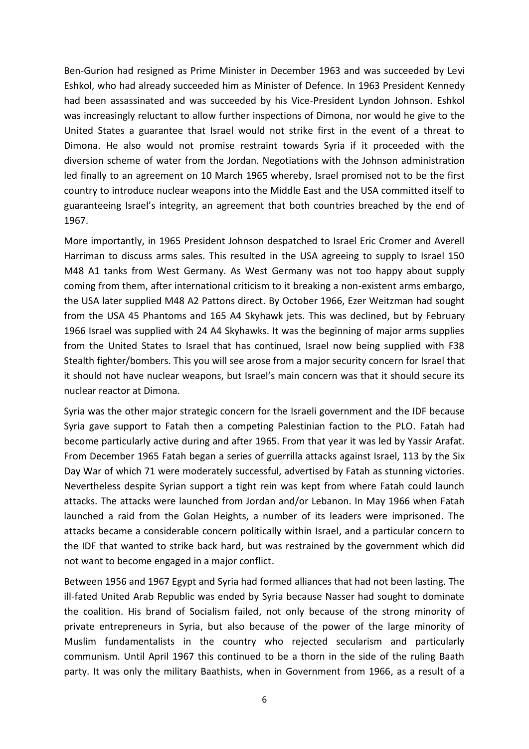Ben-Gurion had resigned as Prime Minister in December 1963 and was succeeded by Levi Eshkol, who had already succeeded him as Minister of Defence. In 1963 President Kennedy had been assassinated and was succeeded by his Vice-President Lyndon Johnson. Eshkol was increasingly reluctant to allow further inspections of Dimona, nor would he give to the United States a guarantee that Israel would not strike first in the event of a threat to Dimona. He also would not promise restraint towards Syria if it proceeded with the diversion scheme of water from the Jordan. Negotiations with the Johnson administration led finally to an agreement on 10 March 1965 whereby, Israel promised not to be the first country to introduce nuclear weapons into the Middle East and the USA committed itself to guaranteeing Israel's integrity, an agreement that both countries breached by the end of 1967.

More importantly, in 1965 President Johnson despatched to Israel Eric Cromer and Averell Harriman to discuss arms sales. This resulted in the USA agreeing to supply to Israel 150 M48 A1 tanks from West Germany. As West Germany was not too happy about supply coming from them, after international criticism to it breaking a non-existent arms embargo, the USA later supplied M48 A2 Pattons direct. By October 1966, Ezer Weitzman had sought from the USA 45 Phantoms and 165 A4 Skyhawk jets. This was declined, but by February 1966 Israel was supplied with 24 A4 Skyhawks. It was the beginning of major arms supplies from the United States to Israel that has continued, Israel now being supplied with F38 Stealth fighter/bombers. This you will see arose from a major security concern for Israel that it should not have nuclear weapons, but Israel's main concern was that it should secure its nuclear reactor at Dimona.

Syria was the other major strategic concern for the Israeli government and the IDF because Syria gave support to Fatah then a competing Palestinian faction to the PLO. Fatah had become particularly active during and after 1965. From that year it was led by Yassir Arafat. From December 1965 Fatah began a series of guerrilla attacks against Israel, 113 by the Six Day War of which 71 were moderately successful, advertised by Fatah as stunning victories. Nevertheless despite Syrian support a tight rein was kept from where Fatah could launch attacks. The attacks were launched from Jordan and/or Lebanon. In May 1966 when Fatah launched a raid from the Golan Heights, a number of its leaders were imprisoned. The attacks became a considerable concern politically within Israel, and a particular concern to the IDF that wanted to strike back hard, but was restrained by the government which did not want to become engaged in a major conflict.

Between 1956 and 1967 Egypt and Syria had formed alliances that had not been lasting. The ill-fated United Arab Republic was ended by Syria because Nasser had sought to dominate the coalition. His brand of Socialism failed, not only because of the strong minority of private entrepreneurs in Syria, but also because of the power of the large minority of Muslim fundamentalists in the country who rejected secularism and particularly communism. Until April 1967 this continued to be a thorn in the side of the ruling Baath party. It was only the military Baathists, when in Government from 1966, as a result of a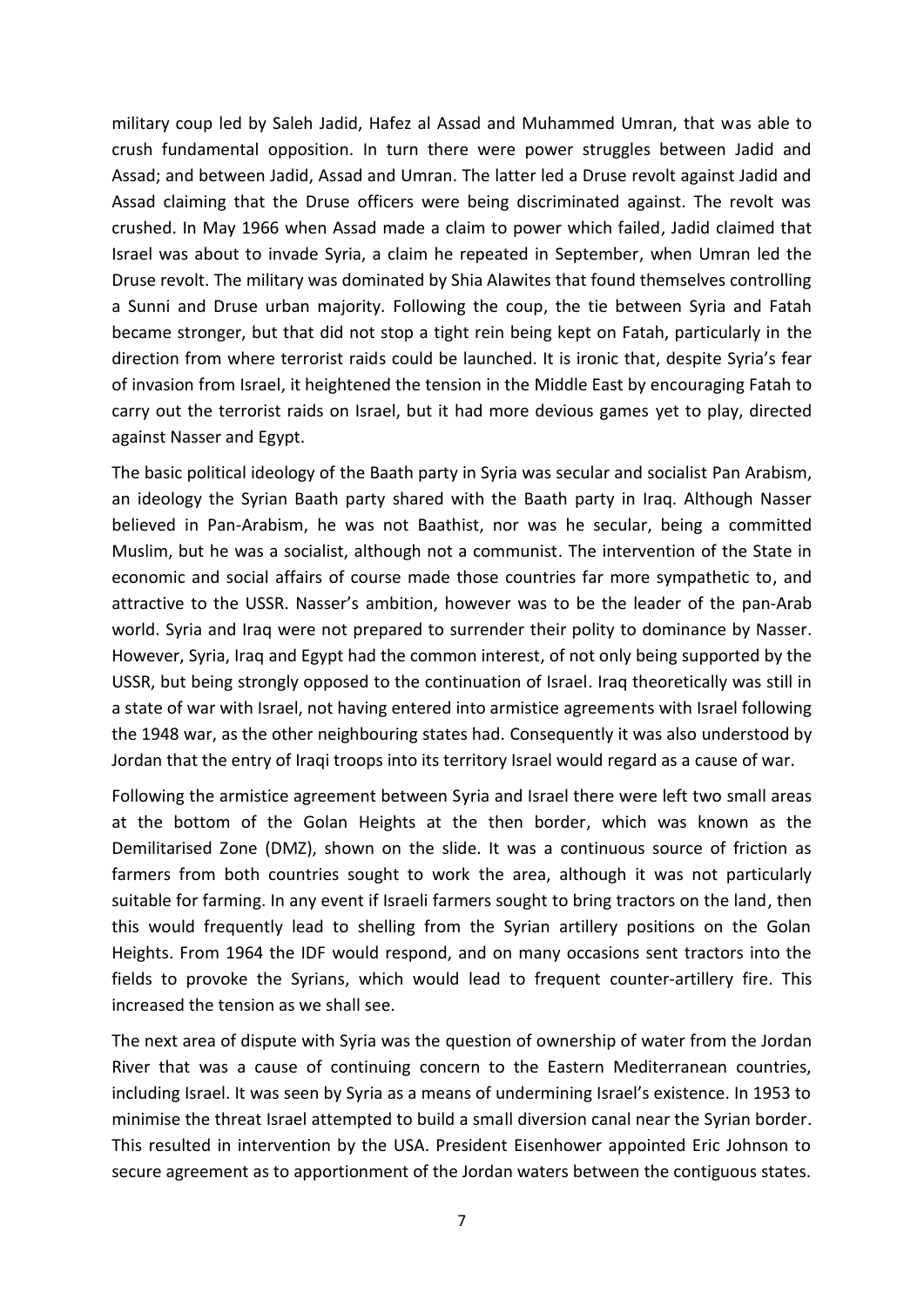military coup led by Saleh Jadid, Hafez al Assad and Muhammed Umran, that was able to crush fundamental opposition. In turn there were power struggles between Jadid and Assad; and between Jadid, Assad and Umran. The latter led a Druse revolt against Jadid and Assad claiming that the Druse officers were being discriminated against. The revolt was crushed. In May 1966 when Assad made a claim to power which failed, Jadid claimed that Israel was about to invade Syria, a claim he repeated in September, when Umran led the Druse revolt. The military was dominated by Shia Alawites that found themselves controlling a Sunni and Druse urban majority. Following the coup, the tie between Syria and Fatah became stronger, but that did not stop a tight rein being kept on Fatah, particularly in the direction from where terrorist raids could be launched. It is ironic that, despite Syria's fear of invasion from Israel, it heightened the tension in the Middle East by encouraging Fatah to carry out the terrorist raids on Israel, but it had more devious games yet to play, directed against Nasser and Egypt.

The basic political ideology of the Baath party in Syria was secular and socialist Pan Arabism, an ideology the Syrian Baath party shared with the Baath party in Iraq. Although Nasser believed in Pan-Arabism, he was not Baathist, nor was he secular, being a committed Muslim, but he was a socialist, although not a communist. The intervention of the State in economic and social affairs of course made those countries far more sympathetic to, and attractive to the USSR. Nasser's ambition, however was to be the leader of the pan-Arab world. Syria and Iraq were not prepared to surrender their polity to dominance by Nasser. However, Syria, Iraq and Egypt had the common interest, of not only being supported by the USSR, but being strongly opposed to the continuation of Israel. Iraq theoretically was still in a state of war with Israel, not having entered into armistice agreements with Israel following the 1948 war, as the other neighbouring states had. Consequently it was also understood by Jordan that the entry of Iraqi troops into its territory Israel would regard as a cause of war.

Following the armistice agreement between Syria and Israel there were left two small areas at the bottom of the Golan Heights at the then border, which was known as the Demilitarised Zone (DMZ), shown on the slide. It was a continuous source of friction as farmers from both countries sought to work the area, although it was not particularly suitable for farming. In any event if Israeli farmers sought to bring tractors on the land, then this would frequently lead to shelling from the Syrian artillery positions on the Golan Heights. From 1964 the IDF would respond, and on many occasions sent tractors into the fields to provoke the Syrians, which would lead to frequent counter-artillery fire. This increased the tension as we shall see.

The next area of dispute with Syria was the question of ownership of water from the Jordan River that was a cause of continuing concern to the Eastern Mediterranean countries, including Israel. It was seen by Syria as a means of undermining Israel's existence. In 1953 to minimise the threat Israel attempted to build a small diversion canal near the Syrian border. This resulted in intervention by the USA. President Eisenhower appointed Eric Johnson to secure agreement as to apportionment of the Jordan waters between the contiguous states.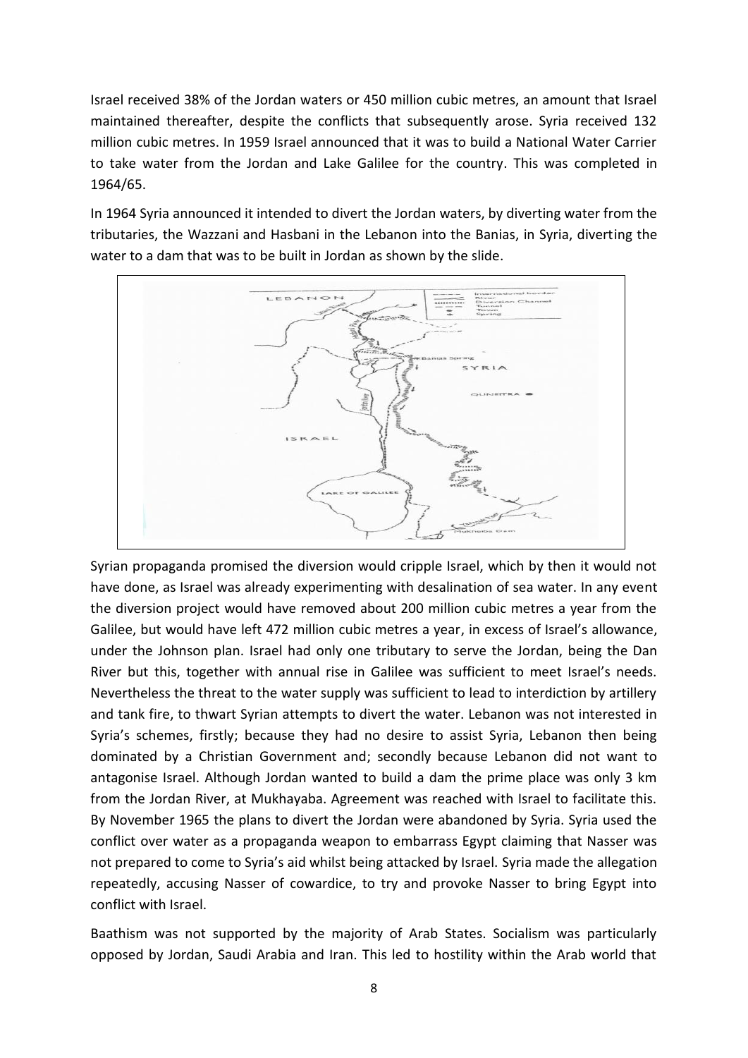Israel received 38% of the Jordan waters or 450 million cubic metres, an amount that Israel maintained thereafter, despite the conflicts that subsequently arose. Syria received 132 million cubic metres. In 1959 Israel announced that it was to build a National Water Carrier to take water from the Jordan and Lake Galilee for the country. This was completed in 1964/65.

In 1964 Syria announced it intended to divert the Jordan waters, by diverting water from the tributaries, the Wazzani and Hasbani in the Lebanon into the Banias, in Syria, diverting the water to a dam that was to be built in Jordan as shown by the slide.

Syrian propaganda promised the diversion would cripple Israel, which by then it would not have done, as Israel was already experimenting with desalination of sea water. In any event the diversion project would have removed about 200 million cubic metres a year from the Galilee, but would have left 472 million cubic metres a year, in excess of Israel's allowance, under the Johnson plan. Israel had only one tributary to serve the Jordan, being the Dan River but this, together with annual rise in Galilee was sufficient to meet Israel's needs. Nevertheless the threat to the water supply was sufficient to lead to interdiction by artillery and tank fire, to thwart Syrian attempts to divert the water. Lebanon was not interested in Syria's schemes, firstly; because they had no desire to assist Syria, Lebanon then being dominated by a Christian Government and; secondly because Lebanon did not want to antagonise Israel. Although Jordan wanted to build a dam the prime place was only 3 km from the Jordan River, at Mukhayaba. Agreement was reached with Israel to facilitate this. By November 1965 the plans to divert the Jordan were abandoned by Syria. Syria used the conflict over water as a propaganda weapon to embarrass Egypt claiming that Nasser was not prepared to come to Syria's aid whilst being attacked by Israel. Syria made the allegation repeatedly, accusing Nasser of cowardice, to try and provoke Nasser to bring Egypt into conflict with Israel.

Baathism was not supported by the majority of Arab States. Socialism was particularly opposed by Jordan, Saudi Arabia and Iran. This led to hostility within the Arab world that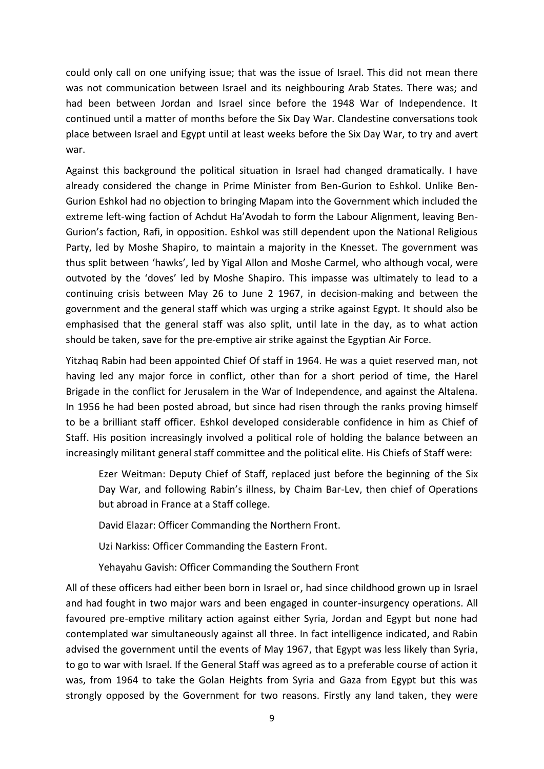could only call on one unifying issue; that was the issue of Israel. This did not mean there was not communication between Israel and its neighbouring Arab States. There was; and had been between Jordan and Israel since before the 1948 War of Independence. It continued until a matter of months before the Six Day War. Clandestine conversations took place between Israel and Egypt until at least weeks before the Six Day War, to try and avert war.

Against this background the political situation in Israel had changed dramatically. I have already considered the change in Prime Minister from Ben-Gurion to Eshkol. Unlike Ben-Gurion Eshkol had no objection to bringing Mapam into the Government which included the extreme left-wing faction of Achdut Ha'Avodah to form the Labour Alignment, leaving Ben-Gurion's faction, Rafi, in opposition. Eshkol was still dependent upon the National Religious Party, led by Moshe Shapiro, to maintain a majority in the Knesset. The government was thus split between 'hawks', led by Yigal Allon and Moshe Carmel, who although vocal, were outvoted by the 'doves' led by Moshe Shapiro. This impasse was ultimately to lead to a continuing crisis between May 26 to June 2 1967, in decision-making and between the government and the general staff which was urging a strike against Egypt. It should also be emphasised that the general staff was also split, until late in the day, as to what action should be taken, save for the pre-emptive air strike against the Egyptian Air Force.

Yitzhaq Rabin had been appointed Chief Of staff in 1964. He was a quiet reserved man, not having led any major force in conflict, other than for a short period of time, the Harel Brigade in the conflict for Jerusalem in the War of Independence, and against the Altalena. In 1956 he had been posted abroad, but since had risen through the ranks proving himself to be a brilliant staff officer. Eshkol developed considerable confidence in him as Chief of Staff. His position increasingly involved a political role of holding the balance between an increasingly militant general staff committee and the political elite. His Chiefs of Staff were:

> Ezer Weitman: Deputy Chief of Staff, replaced just before the beginning of the Six Day War, and following Rabin's illness, by Chaim Bar-Lev, then chief of Operations but abroad in France at a Staff college.
>
> David Elazar: Officer Commanding the Northern Front.
>
> Uzi Narkiss: Officer Commanding the Eastern Front.
>
> Yehayahu Gavish: Officer Commanding the Southern Front

All of these officers had either been born in Israel or, had since childhood grown up in Israel and had fought in two major wars and been engaged in counter-insurgency operations. All favoured pre-emptive military action against either Syria, Jordan and Egypt but none had contemplated war simultaneously against all three. In fact intelligence indicated, and Rabin advised the government until the events of May 1967, that Egypt was less likely than Syria, to go to war with Israel. If the General Staff was agreed as to a preferable course of action it was, from 1964 to take the Golan Heights from Syria and Gaza from Egypt but this was strongly opposed by the Government for two reasons. Firstly any land taken, they were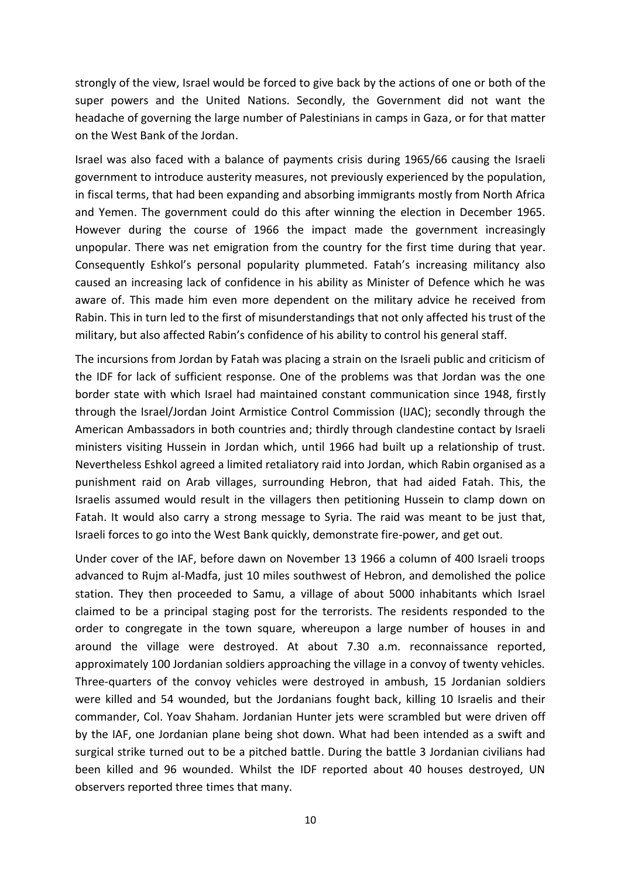strongly of the view, Israel would be forced to give back by the actions of one or both of the super powers and the United Nations. Secondly, the Government did not want the headache of governing the large number of Palestinians in camps in Gaza, or for that matter on the West Bank of the Jordan.

Israel was also faced with a balance of payments crisis during 1965/66 causing the Israeli government to introduce austerity measures, not previously experienced by the population, in fiscal terms, that had been expanding and absorbing immigrants mostly from North Africa and Yemen. The government could do this after winning the election in December 1965. However during the course of 1966 the impact made the government increasingly unpopular. There was net emigration from the country for the first time during that year. Consequently Eshkol's personal popularity plummeted. Fatah's increasing militancy also caused an increasing lack of confidence in his ability as Minister of Defence which he was aware of. This made him even more dependent on the military advice he received from Rabin. This in turn led to the first of misunderstandings that not only affected his trust of the military, but also affected Rabin's confidence of his ability to control his general staff.

The incursions from Jordan by Fatah was placing a strain on the Israeli public and criticism of the IDF for lack of sufficient response. One of the problems was that Jordan was the one border state with which Israel had maintained constant communication since 1948, firstly through the Israel/Jordan Joint Armistice Control Commission (IJAC); secondly through the American Ambassadors in both countries and; thirdly through clandestine contact by Israeli ministers visiting Hussein in Jordan which, until 1966 had built up a relationship of trust. Nevertheless Eshkol agreed a limited retaliatory raid into Jordan, which Rabin organised as a punishment raid on Arab villages, surrounding Hebron, that had aided Fatah. This, the Israelis assumed would result in the villagers then petitioning Hussein to clamp down on Fatah. It would also carry a strong message to Syria. The raid was meant to be just that, Israeli forces to go into the West Bank quickly, demonstrate fire-power, and get out.

Under cover of the IAF, before dawn on November 13 1966 a column of 400 Israeli troops advanced to Rujm al-Madfa, just 10 miles southwest of Hebron, and demolished the police station. They then proceeded to Samu, a village of about 5000 inhabitants which Israel claimed to be a principal staging post for the terrorists. The residents responded to the order to congregate in the town square, whereupon a large number of houses in and around the village were destroyed. At about 7.30 a.m. reconnaissance reported, approximately 100 Jordanian soldiers approaching the village in a convoy of twenty vehicles. Three-quarters of the convoy vehicles were destroyed in ambush, 15 Jordanian soldiers were killed and 54 wounded, but the Jordanians fought back, killing 10 Israelis and their commander, Col. Yoav Shaham. Jordanian Hunter jets were scrambled but were driven off by the IAF, one Jordanian plane being shot down. What had been intended as a swift and surgical strike turned out to be a pitched battle. During the battle 3 Jordanian civilians had been killed and 96 wounded. Whilst the IDF reported about 40 houses destroyed, UN observers reported three times that many.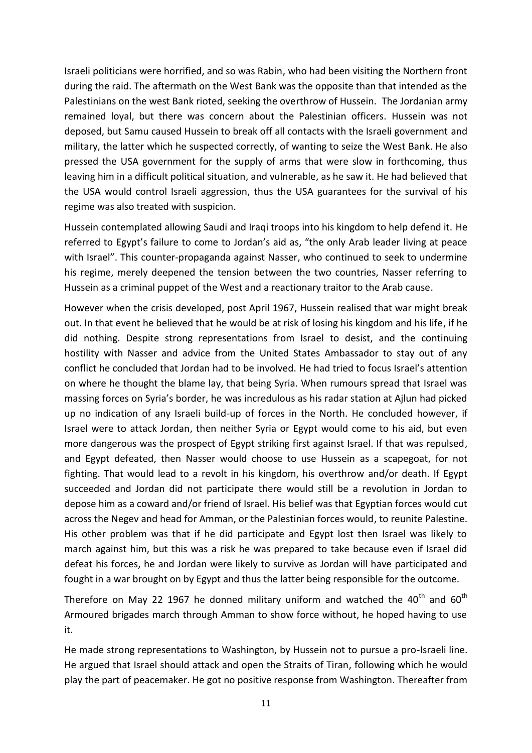Israeli politicians were horrified, and so was Rabin, who had been visiting the Northern front during the raid. The aftermath on the West Bank was the opposite than that intended as the Palestinians on the west Bank rioted, seeking the overthrow of Hussein. The Jordanian army remained loyal, but there was concern about the Palestinian officers. Hussein was not deposed, but Samu caused Hussein to break off all contacts with the Israeli government and military, the latter which he suspected correctly, of wanting to seize the West Bank. He also pressed the USA government for the supply of arms that were slow in forthcoming, thus leaving him in a difficult political situation, and vulnerable, as he saw it. He had believed that the USA would control Israeli aggression, thus the USA guarantees for the survival of his regime was also treated with suspicion.

Hussein contemplated allowing Saudi and Iraqi troops into his kingdom to help defend it. He referred to Egypt's failure to come to Jordan's aid as, "the only Arab leader living at peace with Israel". This counter-propaganda against Nasser, who continued to seek to undermine his regime, merely deepened the tension between the two countries, Nasser referring to Hussein as a criminal puppet of the West and a reactionary traitor to the Arab cause.

However when the crisis developed, post April 1967, Hussein realised that war might break out. In that event he believed that he would be at risk of losing his kingdom and his life, if he did nothing. Despite strong representations from Israel to desist, and the continuing hostility with Nasser and advice from the United States Ambassador to stay out of any conflict he concluded that Jordan had to be involved. He had tried to focus Israel's attention on where he thought the blame lay, that being Syria. When rumours spread that Israel was massing forces on Syria's border, he was incredulous as his radar station at Ajlun had picked up no indication of any Israeli build-up of forces in the North. He concluded however, if Israel were to attack Jordan, then neither Syria or Egypt would come to his aid, but even more dangerous was the prospect of Egypt striking first against Israel. If that was repulsed, and Egypt defeated, then Nasser would choose to use Hussein as a scapegoat, for not fighting. That would lead to a revolt in his kingdom, his overthrow and/or death. If Egypt succeeded and Jordan did not participate there would still be a revolution in Jordan to depose him as a coward and/or friend of Israel. His belief was that Egyptian forces would cut across the Negev and head for Amman, or the Palestinian forces would, to reunite Palestine. His other problem was that if he did participate and Egypt lost then Israel was likely to march against him, but this was a risk he was prepared to take because even if Israel did defeat his forces, he and Jordan were likely to survive as Jordan will have participated and fought in a war brought on by Egypt and thus the latter being responsible for the outcome.

Therefore on May 22 1967 he donned military uniform and watched the 40th and 60th Armoured brigades march through Amman to show force without, he hoped having to use it.

He made strong representations to Washington, by Hussein not to pursue a pro-Israeli line. He argued that Israel should attack and open the Straits of Tiran, following which he would play the part of peacemaker. He got no positive response from Washington. Thereafter from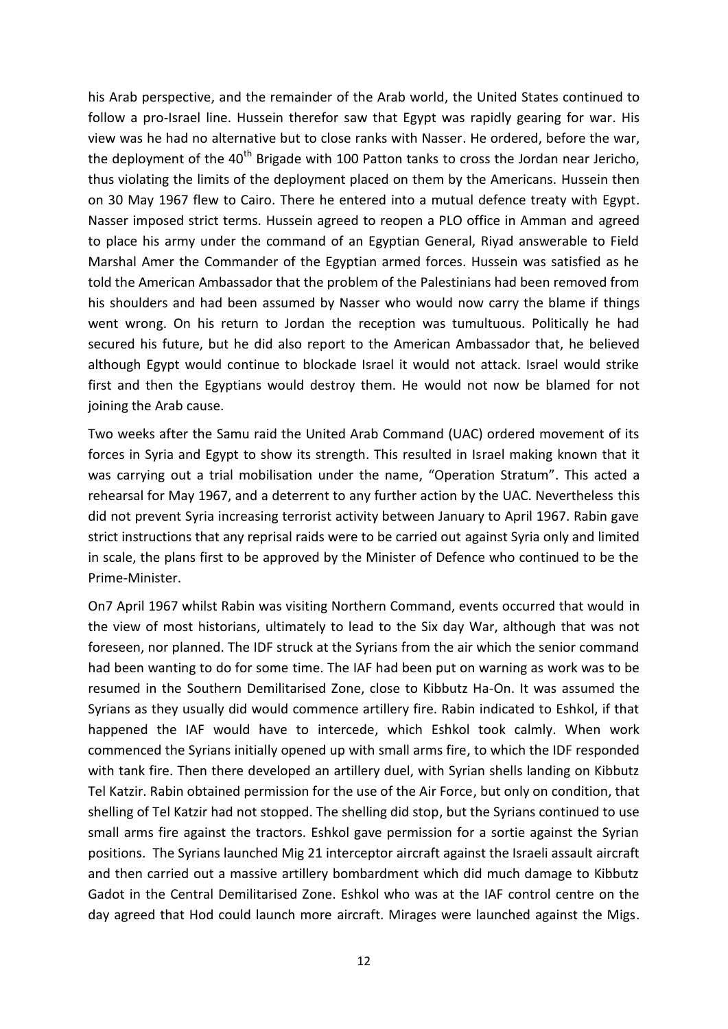his Arab perspective, and the remainder of the Arab world, the United States continued to follow a pro-Israel line. Hussein therefor saw that Egypt was rapidly gearing for war. His view was he had no alternative but to close ranks with Nasser. He ordered, before the war, the deployment of the 40th Brigade with 100 Patton tanks to cross the Jordan near Jericho, thus violating the limits of the deployment placed on them by the Americans. Hussein then on 30 May 1967 flew to Cairo. There he entered into a mutual defence treaty with Egypt. Nasser imposed strict terms. Hussein agreed to reopen a PLO office in Amman and agreed to place his army under the command of an Egyptian General, Riyad answerable to Field Marshal Amer the Commander of the Egyptian armed forces. Hussein was satisfied as he told the American Ambassador that the problem of the Palestinians had been removed from his shoulders and had been assumed by Nasser who would now carry the blame if things went wrong. On his return to Jordan the reception was tumultuous. Politically he had secured his future, but he did also report to the American Ambassador that, he believed although Egypt would continue to blockade Israel it would not attack. Israel would strike first and then the Egyptians would destroy them. He would not now be blamed for not joining the Arab cause.

Two weeks after the Samu raid the United Arab Command (UAC) ordered movement of its forces in Syria and Egypt to show its strength. This resulted in Israel making known that it was carrying out a trial mobilisation under the name, "Operation Stratum". This acted a rehearsal for May 1967, and a deterrent to any further action by the UAC. Nevertheless this did not prevent Syria increasing terrorist activity between January to April 1967. Rabin gave strict instructions that any reprisal raids were to be carried out against Syria only and limited in scale, the plans first to be approved by the Minister of Defence who continued to be the Prime-Minister.

On7 April 1967 whilst Rabin was visiting Northern Command, events occurred that would in the view of most historians, ultimately to lead to the Six day War, although that was not foreseen, nor planned. The IDF struck at the Syrians from the air which the senior command had been wanting to do for some time. The IAF had been put on warning as work was to be resumed in the Southern Demilitarised Zone, close to Kibbutz Ha-On. It was assumed the Syrians as they usually did would commence artillery fire. Rabin indicated to Eshkol, if that happened the IAF would have to intercede, which Eshkol took calmly. When work commenced the Syrians initially opened up with small arms fire, to which the IDF responded with tank fire. Then there developed an artillery duel, with Syrian shells landing on Kibbutz Tel Katzir. Rabin obtained permission for the use of the Air Force, but only on condition, that shelling of Tel Katzir had not stopped. The shelling did stop, but the Syrians continued to use small arms fire against the tractors. Eshkol gave permission for a sortie against the Syrian positions. The Syrians launched Mig 21 interceptor aircraft against the Israeli assault aircraft and then carried out a massive artillery bombardment which did much damage to Kibbutz Gadot in the Central Demilitarised Zone. Eshkol who was at the IAF control centre on the day agreed that Hod could launch more aircraft. Mirages were launched against the Migs.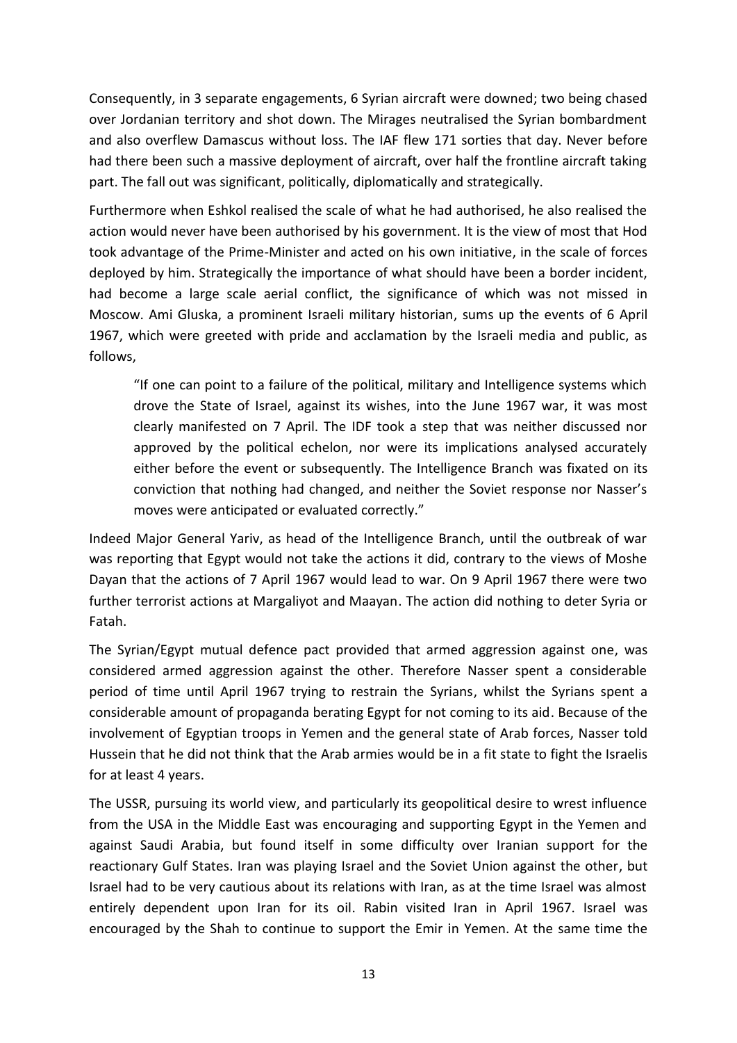Consequently, in 3 separate engagements, 6 Syrian aircraft were downed; two being chased over Jordanian territory and shot down. The Mirages neutralised the Syrian bombardment and also overflew Damascus without loss. The IAF flew 171 sorties that day. Never before had there been such a massive deployment of aircraft, over half the frontline aircraft taking part. The fall out was significant, politically, diplomatically and strategically.

Furthermore when Eshkol realised the scale of what he had authorised, he also realised the action would never have been authorised by his government. It is the view of most that Hod took advantage of the Prime-Minister and acted on his own initiative, in the scale of forces deployed by him. Strategically the importance of what should have been a border incident, had become a large scale aerial conflict, the significance of which was not missed in Moscow. Ami Gluska, a prominent Israeli military historian, sums up the events of 6 April 1967, which were greeted with pride and acclamation by the Israeli media and public, as follows,

> "If one can point to a failure of the political, military and Intelligence systems which drove the State of Israel, against its wishes, into the June 1967 war, it was most clearly manifested on 7 April. The IDF took a step that was neither discussed nor approved by the political echelon, nor were its implications analysed accurately either before the event or subsequently. The Intelligence Branch was fixated on its conviction that nothing had changed, and neither the Soviet response nor Nasser's moves were anticipated or evaluated correctly."

Indeed Major General Yariv, as head of the Intelligence Branch, until the outbreak of war was reporting that Egypt would not take the actions it did, contrary to the views of Moshe Dayan that the actions of 7 April 1967 would lead to war. On 9 April 1967 there were two further terrorist actions at Margaliyot and Maayan. The action did nothing to deter Syria or Fatah.

The Syrian/Egypt mutual defence pact provided that armed aggression against one, was considered armed aggression against the other. Therefore Nasser spent a considerable period of time until April 1967 trying to restrain the Syrians, whilst the Syrians spent a considerable amount of propaganda berating Egypt for not coming to its aid. Because of the involvement of Egyptian troops in Yemen and the general state of Arab forces, Nasser told Hussein that he did not think that the Arab armies would be in a fit state to fight the Israelis for at least 4 years.

The USSR, pursuing its world view, and particularly its geopolitical desire to wrest influence from the USA in the Middle East was encouraging and supporting Egypt in the Yemen and against Saudi Arabia, but found itself in some difficulty over Iranian support for the reactionary Gulf States. Iran was playing Israel and the Soviet Union against the other, but Israel had to be very cautious about its relations with Iran, as at the time Israel was almost entirely dependent upon Iran for its oil. Rabin visited Iran in April 1967. Israel was encouraged by the Shah to continue to support the Emir in Yemen. At the same time the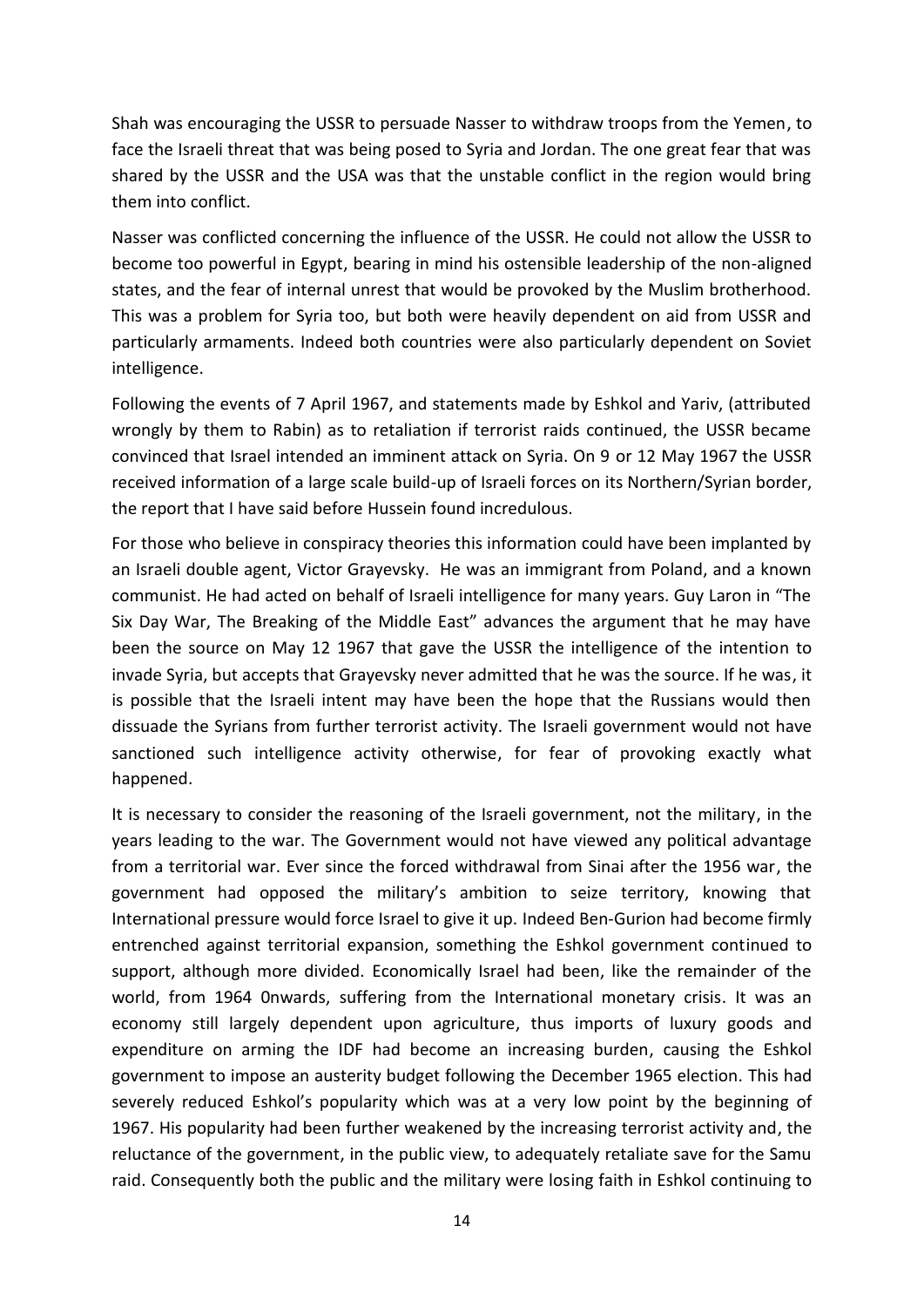Shah was encouraging the USSR to persuade Nasser to withdraw troops from the Yemen, to face the Israeli threat that was being posed to Syria and Jordan. The one great fear that was shared by the USSR and the USA was that the unstable conflict in the region would bring them into conflict.

Nasser was conflicted concerning the influence of the USSR. He could not allow the USSR to become too powerful in Egypt, bearing in mind his ostensible leadership of the non-aligned states, and the fear of internal unrest that would be provoked by the Muslim brotherhood. This was a problem for Syria too, but both were heavily dependent on aid from USSR and particularly armaments. Indeed both countries were also particularly dependent on Soviet intelligence.

Following the events of 7 April 1967, and statements made by Eshkol and Yariv, (attributed wrongly by them to Rabin) as to retaliation if terrorist raids continued, the USSR became convinced that Israel intended an imminent attack on Syria. On 9 or 12 May 1967 the USSR received information of a large scale build-up of Israeli forces on its Northern/Syrian border, the report that I have said before Hussein found incredulous.

For those who believe in conspiracy theories this information could have been implanted by an Israeli double agent, Victor Grayevsky. He was an immigrant from Poland, and a known communist. He had acted on behalf of Israeli intelligence for many years. Guy Laron in "The Six Day War, The Breaking of the Middle East" advances the argument that he may have been the source on May 12 1967 that gave the USSR the intelligence of the intention to invade Syria, but accepts that Grayevsky never admitted that he was the source. If he was, it is possible that the Israeli intent may have been the hope that the Russians would then dissuade the Syrians from further terrorist activity. The Israeli government would not have sanctioned such intelligence activity otherwise, for fear of provoking exactly what happened.

It is necessary to consider the reasoning of the Israeli government, not the military, in the years leading to the war. The Government would not have viewed any political advantage from a territorial war. Ever since the forced withdrawal from Sinai after the 1956 war, the government had opposed the military's ambition to seize territory, knowing that International pressure would force Israel to give it up. Indeed Ben-Gurion had become firmly entrenched against territorial expansion, something the Eshkol government continued to support, although more divided. Economically Israel had been, like the remainder of the world, from 1964 0nwards, suffering from the International monetary crisis. It was an economy still largely dependent upon agriculture, thus imports of luxury goods and expenditure on arming the IDF had become an increasing burden, causing the Eshkol government to impose an austerity budget following the December 1965 election. This had severely reduced Eshkol's popularity which was at a very low point by the beginning of 1967. His popularity had been further weakened by the increasing terrorist activity and, the reluctance of the government, in the public view, to adequately retaliate save for the Samu raid. Consequently both the public and the military were losing faith in Eshkol continuing to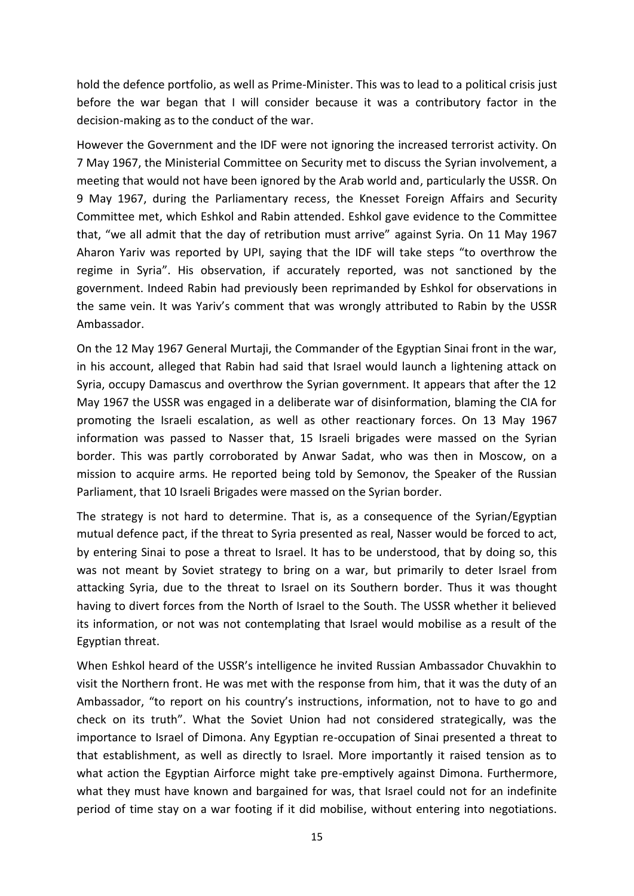hold the defence portfolio, as well as Prime-Minister. This was to lead to a political crisis just before the war began that I will consider because it was a contributory factor in the decision-making as to the conduct of the war.

However the Government and the IDF were not ignoring the increased terrorist activity. On 7 May 1967, the Ministerial Committee on Security met to discuss the Syrian involvement, a meeting that would not have been ignored by the Arab world and, particularly the USSR. On 9 May 1967, during the Parliamentary recess, the Knesset Foreign Affairs and Security Committee met, which Eshkol and Rabin attended. Eshkol gave evidence to the Committee that, "we all admit that the day of retribution must arrive" against Syria. On 11 May 1967 Aharon Yariv was reported by UPI, saying that the IDF will take steps "to overthrow the regime in Syria". His observation, if accurately reported, was not sanctioned by the government. Indeed Rabin had previously been reprimanded by Eshkol for observations in the same vein. It was Yariv's comment that was wrongly attributed to Rabin by the USSR Ambassador.

On the 12 May 1967 General Murtaji, the Commander of the Egyptian Sinai front in the war, in his account, alleged that Rabin had said that Israel would launch a lightening attack on Syria, occupy Damascus and overthrow the Syrian government. It appears that after the 12 May 1967 the USSR was engaged in a deliberate war of disinformation, blaming the CIA for promoting the Israeli escalation, as well as other reactionary forces. On 13 May 1967 information was passed to Nasser that, 15 Israeli brigades were massed on the Syrian border. This was partly corroborated by Anwar Sadat, who was then in Moscow, on a mission to acquire arms. He reported being told by Semonov, the Speaker of the Russian Parliament, that 10 Israeli Brigades were massed on the Syrian border.

The strategy is not hard to determine. That is, as a consequence of the Syrian/Egyptian mutual defence pact, if the threat to Syria presented as real, Nasser would be forced to act, by entering Sinai to pose a threat to Israel. It has to be understood, that by doing so, this was not meant by Soviet strategy to bring on a war, but primarily to deter Israel from attacking Syria, due to the threat to Israel on its Southern border. Thus it was thought having to divert forces from the North of Israel to the South. The USSR whether it believed its information, or not was not contemplating that Israel would mobilise as a result of the Egyptian threat.

When Eshkol heard of the USSR's intelligence he invited Russian Ambassador Chuvakhin to visit the Northern front. He was met with the response from him, that it was the duty of an Ambassador, "to report on his country's instructions, information, not to have to go and check on its truth". What the Soviet Union had not considered strategically, was the importance to Israel of Dimona. Any Egyptian re-occupation of Sinai presented a threat to that establishment, as well as directly to Israel. More importantly it raised tension as to what action the Egyptian Airforce might take pre-emptively against Dimona. Furthermore, what they must have known and bargained for was, that Israel could not for an indefinite period of time stay on a war footing if it did mobilise, without entering into negotiations.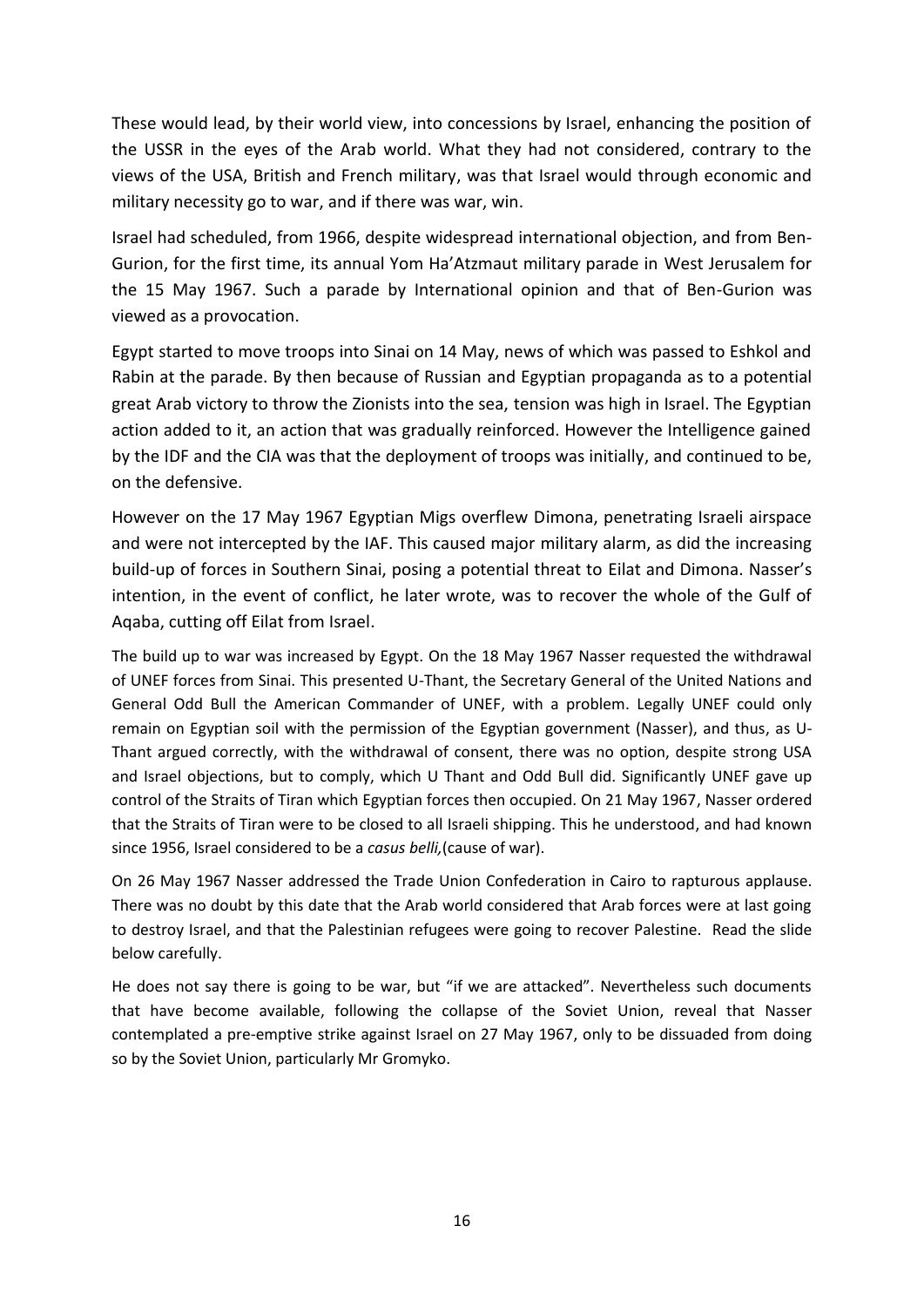These would lead, by their world view, into concessions by Israel, enhancing the position of the USSR in the eyes of the Arab world. What they had not considered, contrary to the views of the USA, British and French military, was that Israel would through economic and military necessity go to war, and if there was war, win.

Israel had scheduled, from 1966, despite widespread international objection, and from Ben-Gurion, for the first time, its annual Yom Ha'Atzmaut military parade in West Jerusalem for the 15 May 1967. Such a parade by International opinion and that of Ben-Gurion was viewed as a provocation.

Egypt started to move troops into Sinai on 14 May, news of which was passed to Eshkol and Rabin at the parade. By then because of Russian and Egyptian propaganda as to a potential great Arab victory to throw the Zionists into the sea, tension was high in Israel. The Egyptian action added to it, an action that was gradually reinforced. However the Intelligence gained by the IDF and the CIA was that the deployment of troops was initially, and continued to be, on the defensive.

However on the 17 May 1967 Egyptian Migs overflew Dimona, penetrating Israeli airspace and were not intercepted by the IAF. This caused major military alarm, as did the increasing build-up of forces in Southern Sinai, posing a potential threat to Eilat and Dimona. Nasser's intention, in the event of conflict, he later wrote, was to recover the whole of the Gulf of Aqaba, cutting off Eilat from Israel.

The build up to war was increased by Egypt. On the 18 May 1967 Nasser requested the withdrawal of UNEF forces from Sinai. This presented U-Thant, the Secretary General of the United Nations and General Odd Bull the American Commander of UNEF, with a problem. Legally UNEF could only remain on Egyptian soil with the permission of the Egyptian government (Nasser), and thus, as U-Thant argued correctly, with the withdrawal of consent, there was no option, despite strong USA and Israel objections, but to comply, which U Thant and Odd Bull did. Significantly UNEF gave up control of the Straits of Tiran which Egyptian forces then occupied. On 21 May 1967, Nasser ordered that the Straits of Tiran were to be closed to all Israeli shipping. This he understood, and had known since 1956, Israel considered to be a *casus belli,*(cause of war).

On 26 May 1967 Nasser addressed the Trade Union Confederation in Cairo to rapturous applause. There was no doubt by this date that the Arab world considered that Arab forces were at last going to destroy Israel, and that the Palestinian refugees were going to recover Palestine. Read the slide below carefully.

He does not say there is going to be war, but "if we are attacked". Nevertheless such documents that have become available, following the collapse of the Soviet Union, reveal that Nasser contemplated a pre-emptive strike against Israel on 27 May 1967, only to be dissuaded from doing so by the Soviet Union, particularly Mr Gromyko.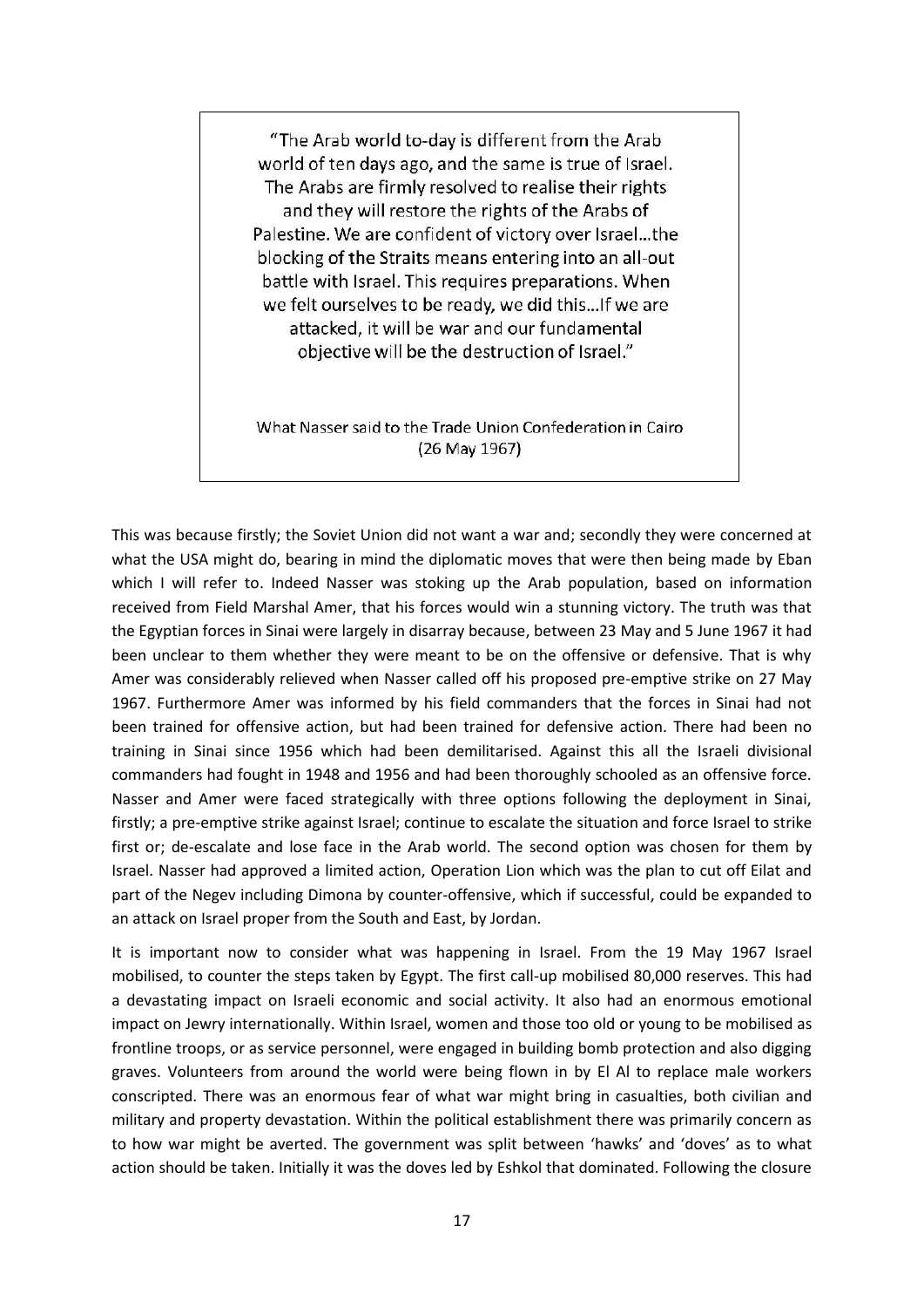> "The Arab world to-day is different from the Arab world of ten days ago, and the same is true of Israel. The Arabs are firmly resolved to realise their rights and they will restore the rights of the Arabs of Palestine. We are confident of victory over Israel…the blocking of the Straits means entering into an all-out battle with Israel. This requires preparations. When we felt ourselves to be ready, we did this…If we are attacked, it will be war and our fundamental objective will be the destruction of Israel."
>
> What Nasser said to the Trade Union Confederation in Cairo (26 May 1967)

This was because firstly; the Soviet Union did not want a war and; secondly they were concerned at what the USA might do, bearing in mind the diplomatic moves that were then being made by Eban which I will refer to. Indeed Nasser was stoking up the Arab population, based on information received from Field Marshal Amer, that his forces would win a stunning victory. The truth was that the Egyptian forces in Sinai were largely in disarray because, between 23 May and 5 June 1967 it had been unclear to them whether they were meant to be on the offensive or defensive. That is why Amer was considerably relieved when Nasser called off his proposed pre-emptive strike on 27 May 1967. Furthermore Amer was informed by his field commanders that the forces in Sinai had not been trained for offensive action, but had been trained for defensive action. There had been no training in Sinai since 1956 which had been demilitarised. Against this all the Israeli divisional commanders had fought in 1948 and 1956 and had been thoroughly schooled as an offensive force. Nasser and Amer were faced strategically with three options following the deployment in Sinai, firstly; a pre-emptive strike against Israel; continue to escalate the situation and force Israel to strike first or; de-escalate and lose face in the Arab world. The second option was chosen for them by Israel. Nasser had approved a limited action, Operation Lion which was the plan to cut off Eilat and part of the Negev including Dimona by counter-offensive, which if successful, could be expanded to an attack on Israel proper from the South and East, by Jordan.

It is important now to consider what was happening in Israel. From the 19 May 1967 Israel mobilised, to counter the steps taken by Egypt. The first call-up mobilised 80,000 reserves. This had a devastating impact on Israeli economic and social activity. It also had an enormous emotional impact on Jewry internationally. Within Israel, women and those too old or young to be mobilised as frontline troops, or as service personnel, were engaged in building bomb protection and also digging graves. Volunteers from around the world were being flown in by El Al to replace male workers conscripted. There was an enormous fear of what war might bring in casualties, both civilian and military and property devastation. Within the political establishment there was primarily concern as to how war might be averted. The government was split between 'hawks' and 'doves' as to what action should be taken. Initially it was the doves led by Eshkol that dominated. Following the closure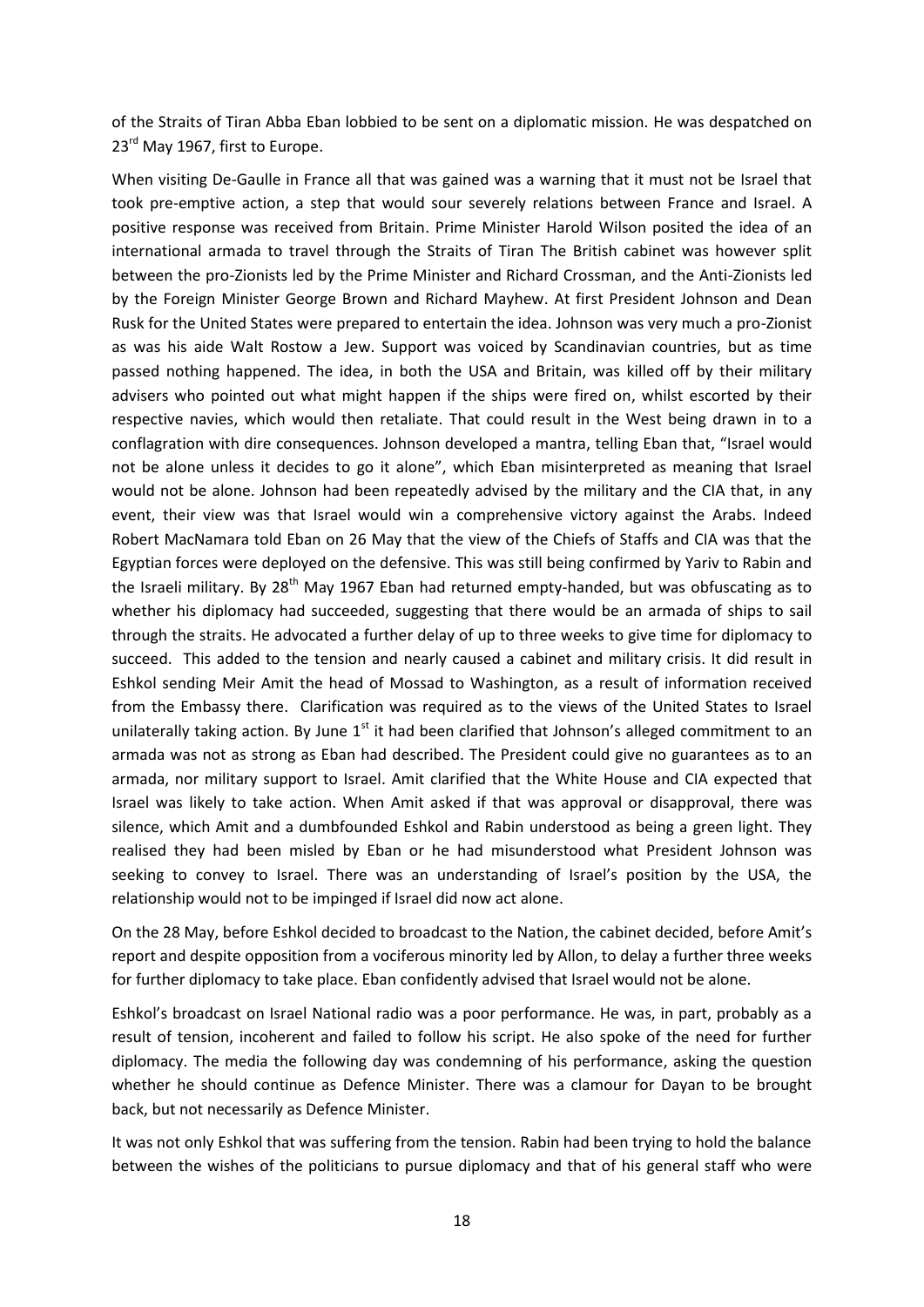of the Straits of Tiran Abba Eban lobbied to be sent on a diplomatic mission. He was despatched on 23rd May 1967, first to Europe.

When visiting De-Gaulle in France all that was gained was a warning that it must not be Israel that took pre-emptive action, a step that would sour severely relations between France and Israel. A positive response was received from Britain. Prime Minister Harold Wilson posited the idea of an international armada to travel through the Straits of Tiran The British cabinet was however split between the pro-Zionists led by the Prime Minister and Richard Crossman, and the Anti-Zionists led by the Foreign Minister George Brown and Richard Mayhew. At first President Johnson and Dean Rusk for the United States were prepared to entertain the idea. Johnson was very much a pro-Zionist as was his aide Walt Rostow a Jew. Support was voiced by Scandinavian countries, but as time passed nothing happened. The idea, in both the USA and Britain, was killed off by their military advisers who pointed out what might happen if the ships were fired on, whilst escorted by their respective navies, which would then retaliate. That could result in the West being drawn in to a conflagration with dire consequences. Johnson developed a mantra, telling Eban that, "Israel would not be alone unless it decides to go it alone", which Eban misinterpreted as meaning that Israel would not be alone. Johnson had been repeatedly advised by the military and the CIA that, in any event, their view was that Israel would win a comprehensive victory against the Arabs. Indeed Robert MacNamara told Eban on 26 May that the view of the Chiefs of Staffs and CIA was that the Egyptian forces were deployed on the defensive. This was still being confirmed by Yariv to Rabin and the Israeli military. By 28th May 1967 Eban had returned empty-handed, but was obfuscating as to whether his diplomacy had succeeded, suggesting that there would be an armada of ships to sail through the straits. He advocated a further delay of up to three weeks to give time for diplomacy to succeed. This added to the tension and nearly caused a cabinet and military crisis. It did result in Eshkol sending Meir Amit the head of Mossad to Washington, as a result of information received from the Embassy there. Clarification was required as to the views of the United States to Israel unilaterally taking action. By June 1st it had been clarified that Johnson's alleged commitment to an armada was not as strong as Eban had described. The President could give no guarantees as to an armada, nor military support to Israel. Amit clarified that the White House and CIA expected that Israel was likely to take action. When Amit asked if that was approval or disapproval, there was silence, which Amit and a dumbfounded Eshkol and Rabin understood as being a green light. They realised they had been misled by Eban or he had misunderstood what President Johnson was seeking to convey to Israel. There was an understanding of Israel's position by the USA, the relationship would not to be impinged if Israel did now act alone.

On the 28 May, before Eshkol decided to broadcast to the Nation, the cabinet decided, before Amit's report and despite opposition from a vociferous minority led by Allon, to delay a further three weeks for further diplomacy to take place. Eban confidently advised that Israel would not be alone.

Eshkol's broadcast on Israel National radio was a poor performance. He was, in part, probably as a result of tension, incoherent and failed to follow his script. He also spoke of the need for further diplomacy. The media the following day was condemning of his performance, asking the question whether he should continue as Defence Minister. There was a clamour for Dayan to be brought back, but not necessarily as Defence Minister.

It was not only Eshkol that was suffering from the tension. Rabin had been trying to hold the balance between the wishes of the politicians to pursue diplomacy and that of his general staff who were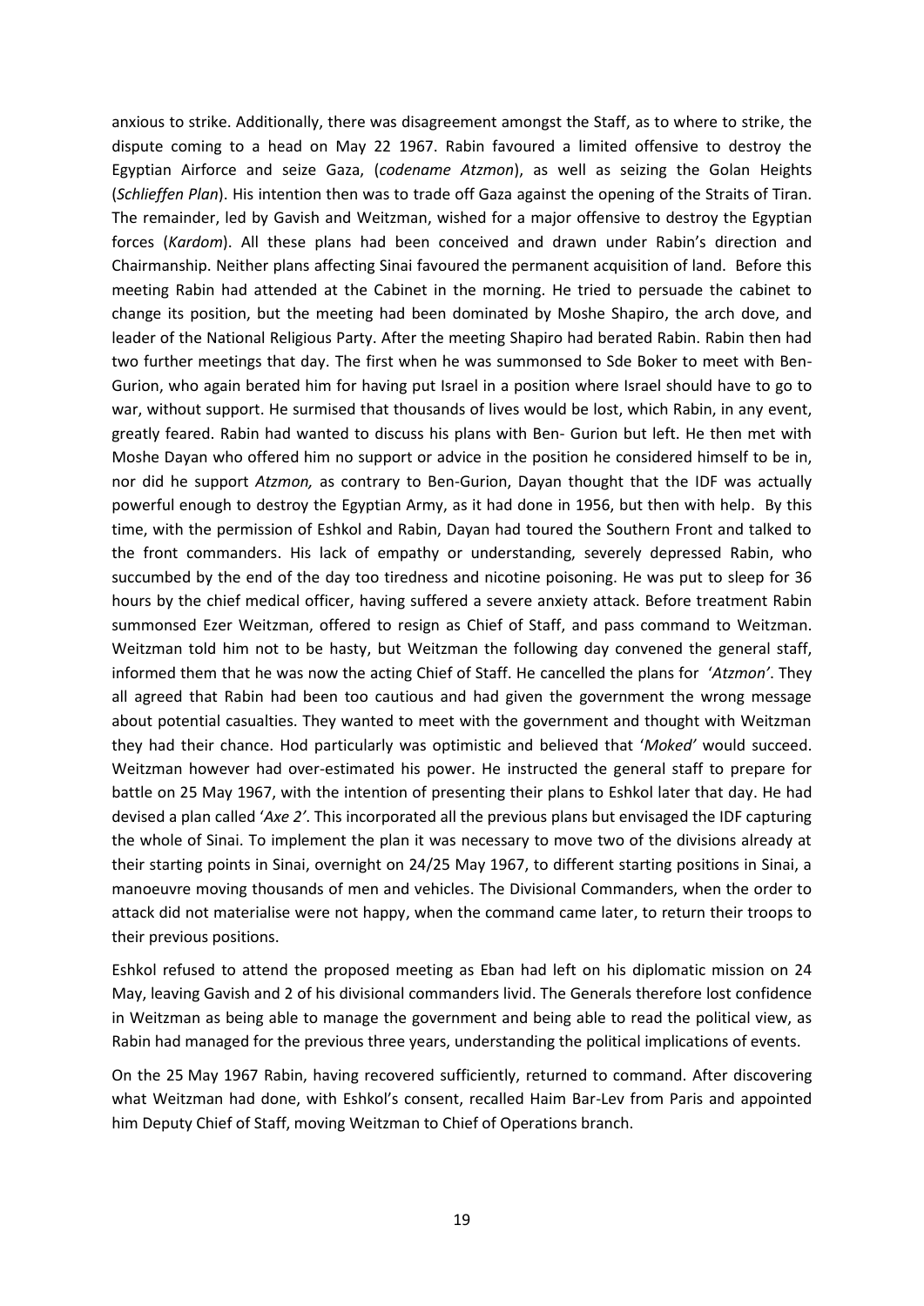anxious to strike. Additionally, there was disagreement amongst the Staff, as to where to strike, the dispute coming to a head on May 22 1967. Rabin favoured a limited offensive to destroy the Egyptian Airforce and seize Gaza, (*codename Atzmon*), as well as seizing the Golan Heights (*Schlieffen Plan*). His intention then was to trade off Gaza against the opening of the Straits of Tiran. The remainder, led by Gavish and Weitzman, wished for a major offensive to destroy the Egyptian forces (*Kardom*). All these plans had been conceived and drawn under Rabin's direction and Chairmanship. Neither plans affecting Sinai favoured the permanent acquisition of land. Before this meeting Rabin had attended at the Cabinet in the morning. He tried to persuade the cabinet to change its position, but the meeting had been dominated by Moshe Shapiro, the arch dove, and leader of the National Religious Party. After the meeting Shapiro had berated Rabin. Rabin then had two further meetings that day. The first when he was summonsed to Sde Boker to meet with Ben-Gurion, who again berated him for having put Israel in a position where Israel should have to go to war, without support. He surmised that thousands of lives would be lost, which Rabin, in any event, greatly feared. Rabin had wanted to discuss his plans with Ben- Gurion but left. He then met with Moshe Dayan who offered him no support or advice in the position he considered himself to be in, nor did he support *Atzmon,* as contrary to Ben-Gurion, Dayan thought that the IDF was actually powerful enough to destroy the Egyptian Army, as it had done in 1956, but then with help. By this time, with the permission of Eshkol and Rabin, Dayan had toured the Southern Front and talked to the front commanders. His lack of empathy or understanding, severely depressed Rabin, who succumbed by the end of the day too tiredness and nicotine poisoning. He was put to sleep for 36 hours by the chief medical officer, having suffered a severe anxiety attack. Before treatment Rabin summonsed Ezer Weitzman, offered to resign as Chief of Staff, and pass command to Weitzman. Weitzman told him not to be hasty, but Weitzman the following day convened the general staff, informed them that he was now the acting Chief of Staff. He cancelled the plans for '*Atzmon'*. They all agreed that Rabin had been too cautious and had given the government the wrong message about potential casualties. They wanted to meet with the government and thought with Weitzman they had their chance. Hod particularly was optimistic and believed that '*Moked'* would succeed. Weitzman however had over-estimated his power. He instructed the general staff to prepare for battle on 25 May 1967, with the intention of presenting their plans to Eshkol later that day. He had devised a plan called '*Axe 2'*. This incorporated all the previous plans but envisaged the IDF capturing the whole of Sinai. To implement the plan it was necessary to move two of the divisions already at their starting points in Sinai, overnight on 24/25 May 1967, to different starting positions in Sinai, a manoeuvre moving thousands of men and vehicles. The Divisional Commanders, when the order to attack did not materialise were not happy, when the command came later, to return their troops to their previous positions.

Eshkol refused to attend the proposed meeting as Eban had left on his diplomatic mission on 24 May, leaving Gavish and 2 of his divisional commanders livid. The Generals therefore lost confidence in Weitzman as being able to manage the government and being able to read the political view, as Rabin had managed for the previous three years, understanding the political implications of events.

On the 25 May 1967 Rabin, having recovered sufficiently, returned to command. After discovering what Weitzman had done, with Eshkol's consent, recalled Haim Bar-Lev from Paris and appointed him Deputy Chief of Staff, moving Weitzman to Chief of Operations branch.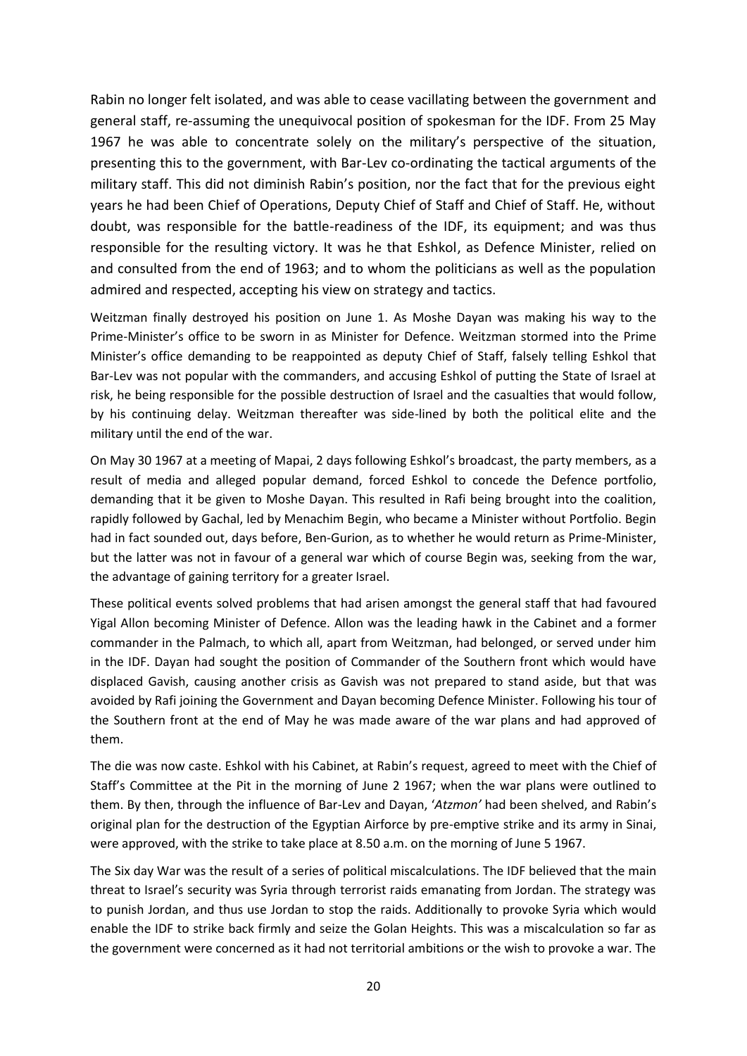Rabin no longer felt isolated, and was able to cease vacillating between the government and general staff, re-assuming the unequivocal position of spokesman for the IDF. From 25 May 1967 he was able to concentrate solely on the military's perspective of the situation, presenting this to the government, with Bar-Lev co-ordinating the tactical arguments of the military staff. This did not diminish Rabin's position, nor the fact that for the previous eight years he had been Chief of Operations, Deputy Chief of Staff and Chief of Staff. He, without doubt, was responsible for the battle-readiness of the IDF, its equipment; and was thus responsible for the resulting victory. It was he that Eshkol, as Defence Minister, relied on and consulted from the end of 1963; and to whom the politicians as well as the population admired and respected, accepting his view on strategy and tactics.

Weitzman finally destroyed his position on June 1. As Moshe Dayan was making his way to the Prime-Minister's office to be sworn in as Minister for Defence. Weitzman stormed into the Prime Minister's office demanding to be reappointed as deputy Chief of Staff, falsely telling Eshkol that Bar-Lev was not popular with the commanders, and accusing Eshkol of putting the State of Israel at risk, he being responsible for the possible destruction of Israel and the casualties that would follow, by his continuing delay. Weitzman thereafter was side-lined by both the political elite and the military until the end of the war.

On May 30 1967 at a meeting of Mapai, 2 days following Eshkol's broadcast, the party members, as a result of media and alleged popular demand, forced Eshkol to concede the Defence portfolio, demanding that it be given to Moshe Dayan. This resulted in Rafi being brought into the coalition, rapidly followed by Gachal, led by Menachim Begin, who became a Minister without Portfolio. Begin had in fact sounded out, days before, Ben-Gurion, as to whether he would return as Prime-Minister, but the latter was not in favour of a general war which of course Begin was, seeking from the war, the advantage of gaining territory for a greater Israel.

These political events solved problems that had arisen amongst the general staff that had favoured Yigal Allon becoming Minister of Defence. Allon was the leading hawk in the Cabinet and a former commander in the Palmach, to which all, apart from Weitzman, had belonged, or served under him in the IDF. Dayan had sought the position of Commander of the Southern front which would have displaced Gavish, causing another crisis as Gavish was not prepared to stand aside, but that was avoided by Rafi joining the Government and Dayan becoming Defence Minister. Following his tour of the Southern front at the end of May he was made aware of the war plans and had approved of them.

The die was now caste. Eshkol with his Cabinet, at Rabin's request, agreed to meet with the Chief of Staff's Committee at the Pit in the morning of June 2 1967; when the war plans were outlined to them. By then, through the influence of Bar-Lev and Dayan, '*Atzmon'* had been shelved, and Rabin's original plan for the destruction of the Egyptian Airforce by pre-emptive strike and its army in Sinai, were approved, with the strike to take place at 8.50 a.m. on the morning of June 5 1967.

The Six day War was the result of a series of political miscalculations. The IDF believed that the main threat to Israel's security was Syria through terrorist raids emanating from Jordan. The strategy was to punish Jordan, and thus use Jordan to stop the raids. Additionally to provoke Syria which would enable the IDF to strike back firmly and seize the Golan Heights. This was a miscalculation so far as the government were concerned as it had not territorial ambitions or the wish to provoke a war. The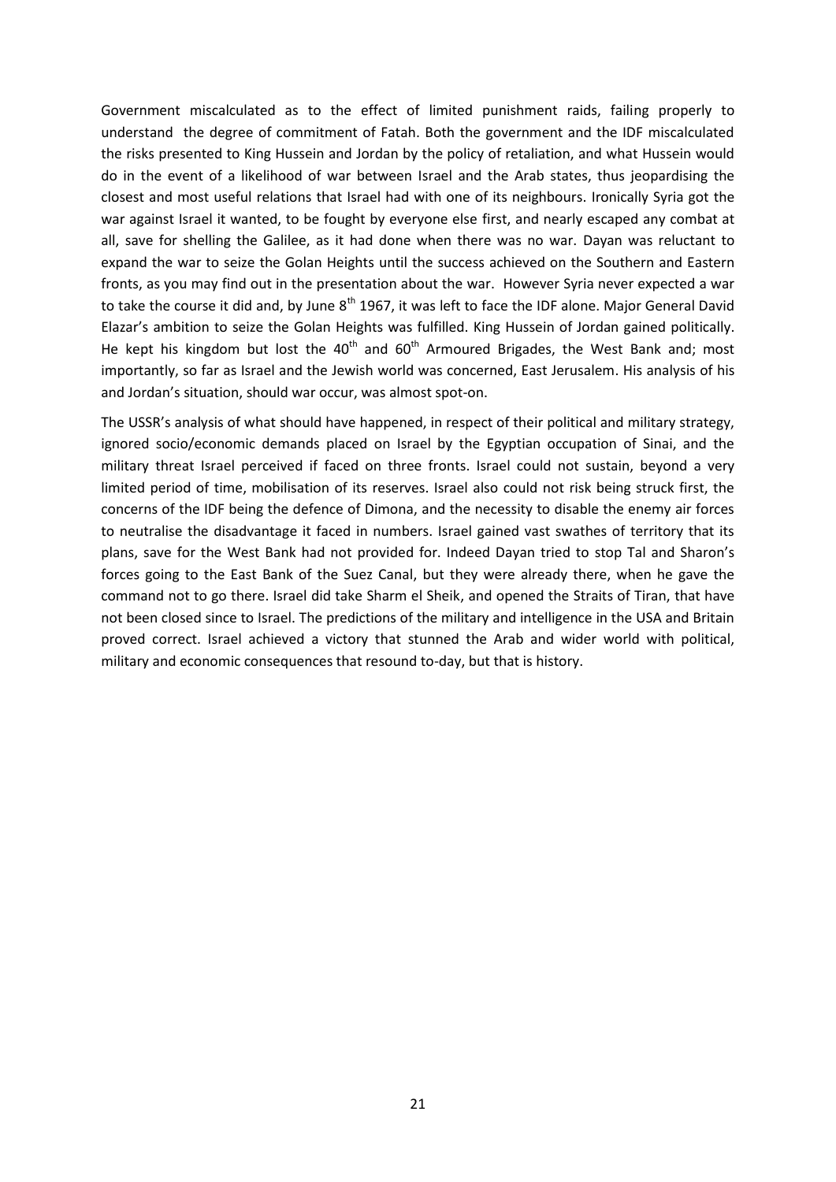Government miscalculated as to the effect of limited punishment raids, failing properly to understand the degree of commitment of Fatah. Both the government and the IDF miscalculated the risks presented to King Hussein and Jordan by the policy of retaliation, and what Hussein would do in the event of a likelihood of war between Israel and the Arab states, thus jeopardising the closest and most useful relations that Israel had with one of its neighbours. Ironically Syria got the war against Israel it wanted, to be fought by everyone else first, and nearly escaped any combat at all, save for shelling the Galilee, as it had done when there was no war. Dayan was reluctant to expand the war to seize the Golan Heights until the success achieved on the Southern and Eastern fronts, as you may find out in the presentation about the war. However Syria never expected a war to take the course it did and, by June 8th 1967, it was left to face the IDF alone. Major General David Elazar's ambition to seize the Golan Heights was fulfilled. King Hussein of Jordan gained politically. He kept his kingdom but lost the 40th and 60th Armoured Brigades, the West Bank and; most importantly, so far as Israel and the Jewish world was concerned, East Jerusalem. His analysis of his and Jordan's situation, should war occur, was almost spot-on.

The USSR's analysis of what should have happened, in respect of their political and military strategy, ignored socio/economic demands placed on Israel by the Egyptian occupation of Sinai, and the military threat Israel perceived if faced on three fronts. Israel could not sustain, beyond a very limited period of time, mobilisation of its reserves. Israel also could not risk being struck first, the concerns of the IDF being the defence of Dimona, and the necessity to disable the enemy air forces to neutralise the disadvantage it faced in numbers. Israel gained vast swathes of territory that its plans, save for the West Bank had not provided for. Indeed Dayan tried to stop Tal and Sharon's forces going to the East Bank of the Suez Canal, but they were already there, when he gave the command not to go there. Israel did take Sharm el Sheik, and opened the Straits of Tiran, that have not been closed since to Israel. The predictions of the military and intelligence in the USA and Britain proved correct. Israel achieved a victory that stunned the Arab and wider world with political, military and economic consequences that resound to-day, but that is history.